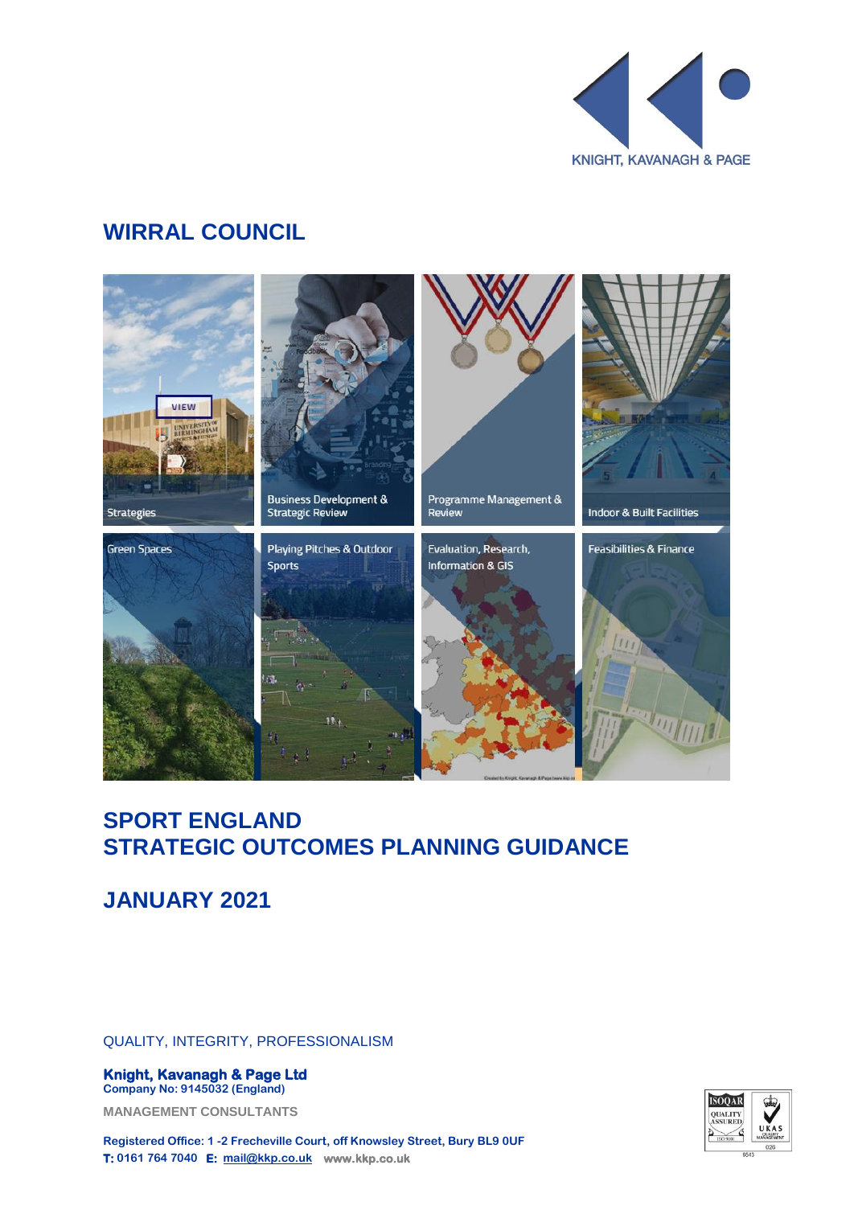KNIGHT, KAVANAGH & PAGE

# WIRRAL COUNCIL

Strategies

Business Development & Strategic Review

Programme Management & Review

Indoor & Built Facilities

Green Spaces

Playing Pitches & Outdoor Sports

Evaluation, Research, Information & GIS

Feasibilities & Finance

# SPORT ENGLAND
# STRATEGIC OUTCOMES PLANNING GUIDANCE

## JANUARY 2021

QUALITY, INTEGRITY, PROFESSIONALISM

**Knight, Kavanagh & Page Ltd**
**Company No: 9145032 (England)**

**MANAGEMENT CONSULTANTS**

**Registered Office: 1 -2 Frecheville Court, off Knowsley Street, Bury BL9 0UF**
**T: 0161 764 7040 E: mail@kkp.co.uk www.kkp.co.uk**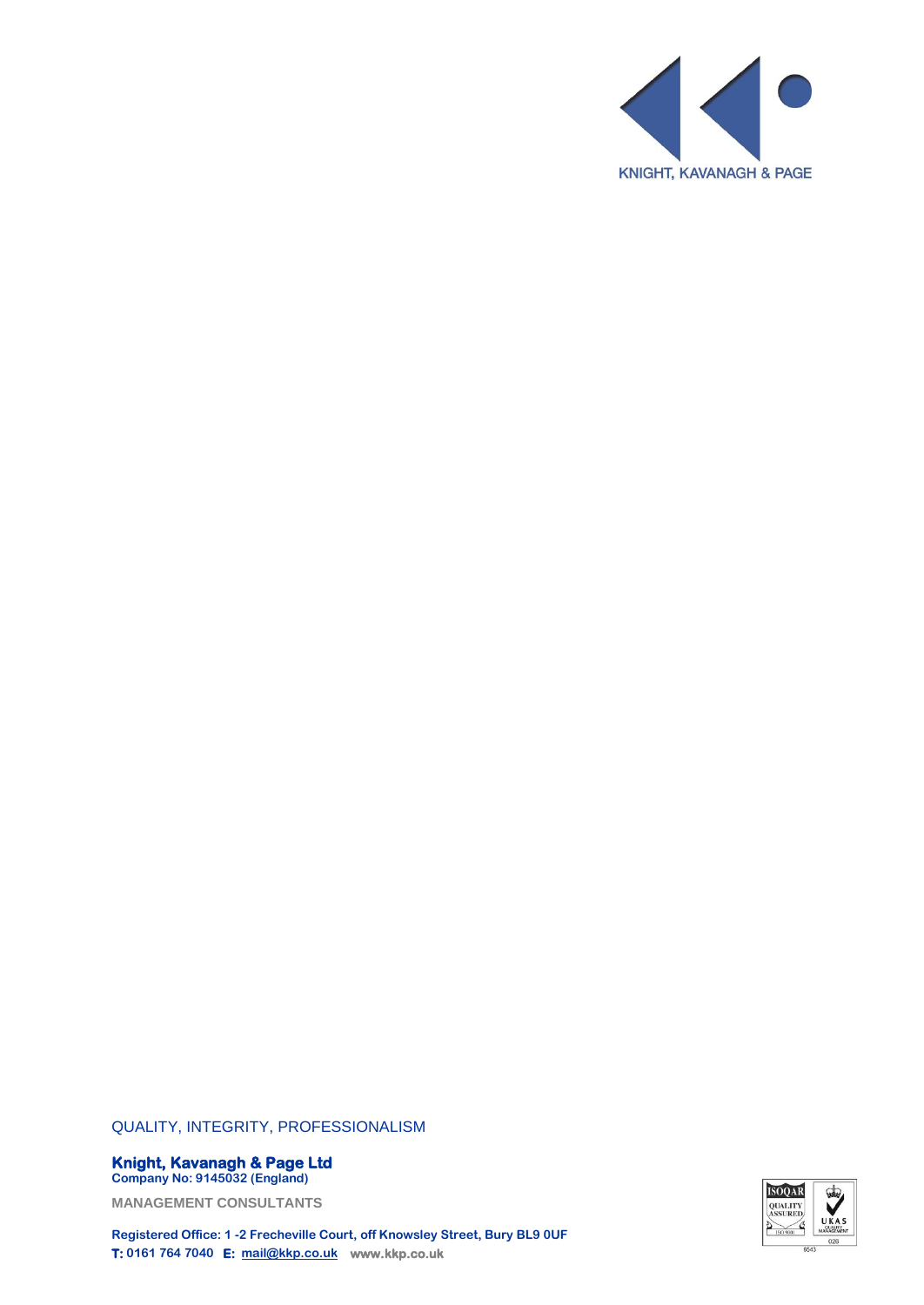KNIGHT, KAVANAGH & PAGE

QUALITY, INTEGRITY, PROFESSIONALISM

**Knight, Kavanagh & Page Ltd**
**Company No: 9145032 (England)**

**MANAGEMENT CONSULTANTS**

**Registered Office: 1 -2 Frecheville Court, off Knowsley Street, Bury BL9 0UF**
**T: 0161 764 7040 E: mail@kkp.co.uk www.kkp.co.uk**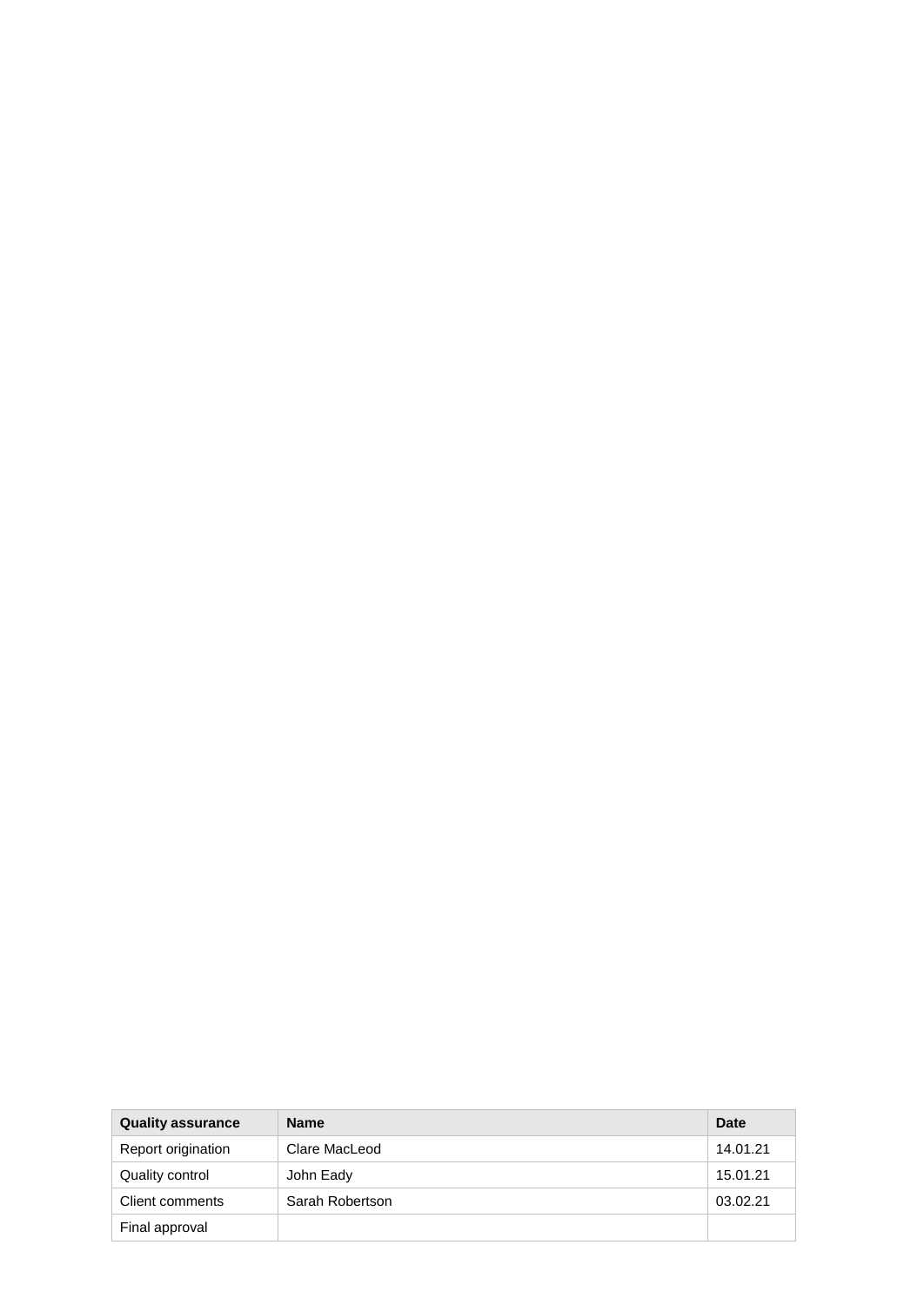| Quality assurance | Name | Date |
| --- | --- | --- |
| Report origination | Clare MacLeod | 14.01.21 |
| Quality control | John Eady | 15.01.21 |
| Client comments | Sarah Robertson | 03.02.21 |
| Final approval | | |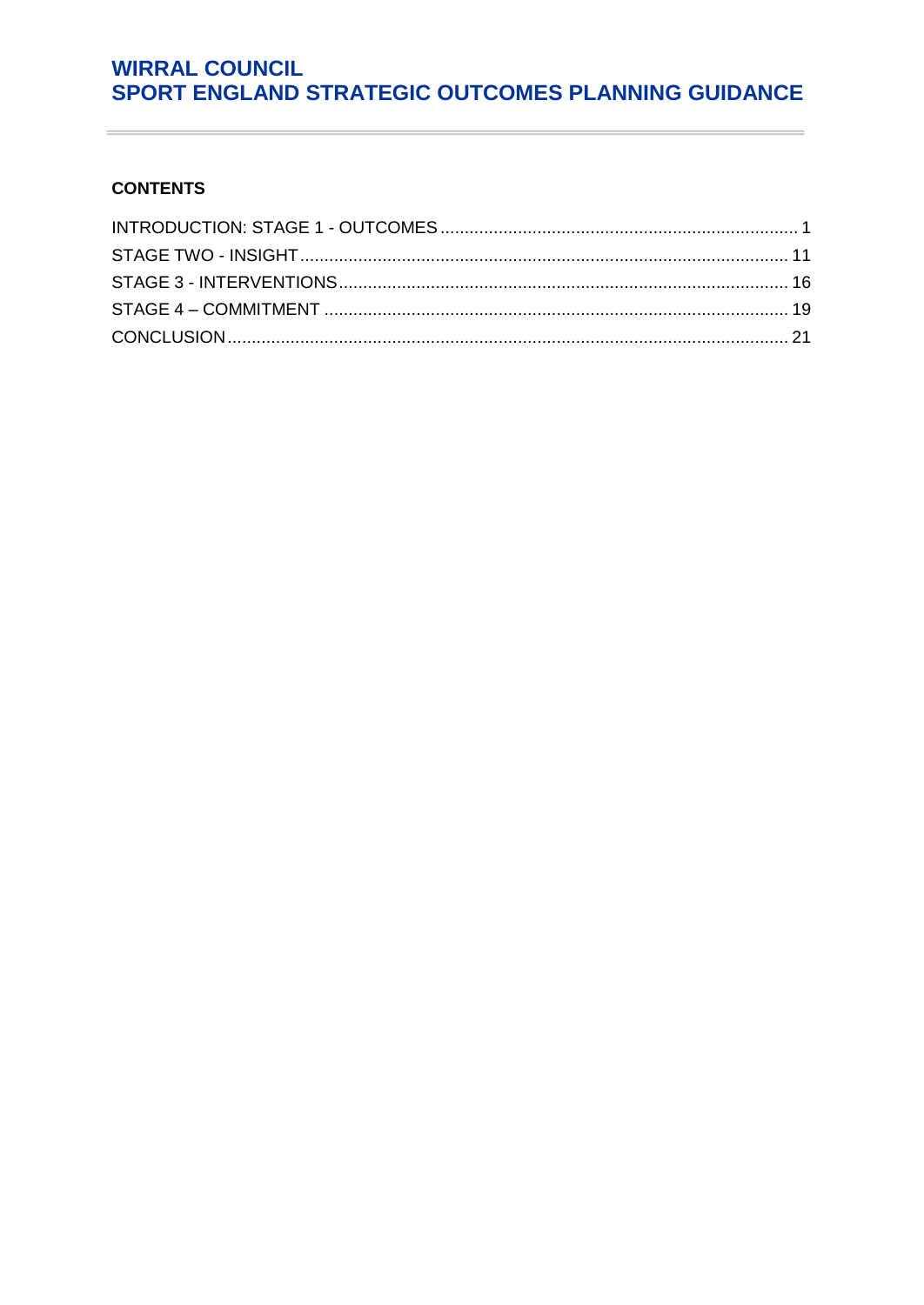# WIRRAL COUNCIL
# SPORT ENGLAND STRATEGIC OUTCOMES PLANNING GUIDANCE

**CONTENTS**

INTRODUCTION: STAGE 1 - OUTCOMES ........ 1
STAGE TWO - INSIGHT ........ 11
STAGE 3 - INTERVENTIONS ........ 16
STAGE 4 – COMMITMENT ........ 19
CONCLUSION ........ 21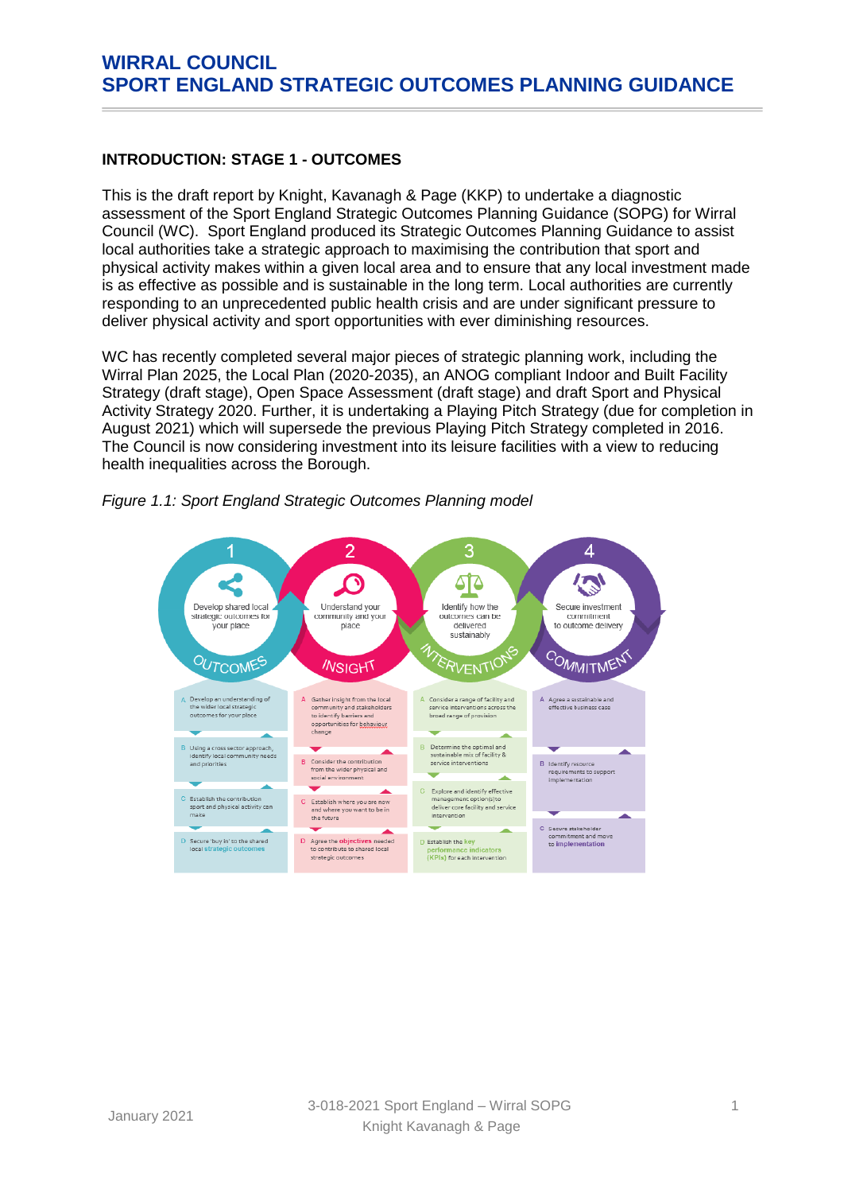## INTRODUCTION: STAGE 1 - OUTCOMES

This is the draft report by Knight, Kavanagh & Page (KKP) to undertake a diagnostic assessment of the Sport England Strategic Outcomes Planning Guidance (SOPG) for Wirral Council (WC). Sport England produced its Strategic Outcomes Planning Guidance to assist local authorities take a strategic approach to maximising the contribution that sport and physical activity makes within a given local area and to ensure that any local investment made is as effective as possible and is sustainable in the long term. Local authorities are currently responding to an unprecedented public health crisis and are under significant pressure to deliver physical activity and sport opportunities with ever diminishing resources.

WC has recently completed several major pieces of strategic planning work, including the Wirral Plan 2025, the Local Plan (2020-2035), an ANOG compliant Indoor and Built Facility Strategy (draft stage), Open Space Assessment (draft stage) and draft Sport and Physical Activity Strategy 2020. Further, it is undertaking a Playing Pitch Strategy (due for completion in August 2021) which will supersede the previous Playing Pitch Strategy completed in 2016. The Council is now considering investment into its leisure facilities with a view to reducing health inequalities across the Borough.

*Figure 1.1: Sport England Strategic Outcomes Planning model*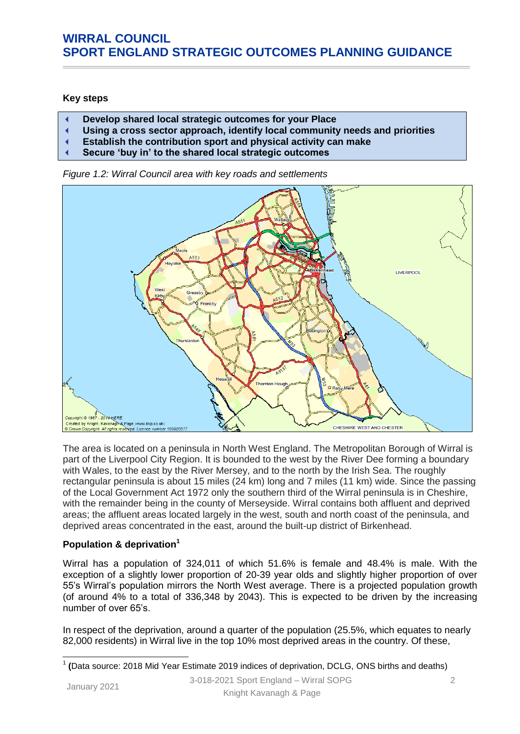**Key steps**

- **Develop shared local strategic outcomes for your Place**
- **Using a cross sector approach, identify local community needs and priorities**
- **Establish the contribution sport and physical activity can make**
- **Secure 'buy in' to the shared local strategic outcomes**

*Figure 1.2: Wirral Council area with key roads and settlements*

The area is located on a peninsula in North West England. The Metropolitan Borough of Wirral is part of the Liverpool City Region. It is bounded to the west by the River Dee forming a boundary with Wales, to the east by the River Mersey, and to the north by the Irish Sea. The roughly rectangular peninsula is about 15 miles (24 km) long and 7 miles (11 km) wide. Since the passing of the Local Government Act 1972 only the southern third of the Wirral peninsula is in Cheshire, with the remainder being in the county of Merseyside. Wirral contains both affluent and deprived areas; the affluent areas located largely in the west, south and north coast of the peninsula, and deprived areas concentrated in the east, around the built-up district of Birkenhead.

**Population & deprivation[1]**

Wirral has a population of 324,011 of which 51.6% is female and 48.4% is male. With the exception of a slightly lower proportion of 20-39 year olds and slightly higher proportion of over 55's Wirral's population mirrors the North West average. There is a projected population growth (of around 4% to a total of 336,348 by 2043). This is expected to be driven by the increasing number of over 65's.

In respect of the deprivation, around a quarter of the population (25.5%, which equates to nearly 82,000 residents) in Wirral live in the top 10% most deprived areas in the country. Of these,

[1] **(**Data source: 2018 Mid Year Estimate 2019 indices of deprivation, DCLG, ONS births and deaths)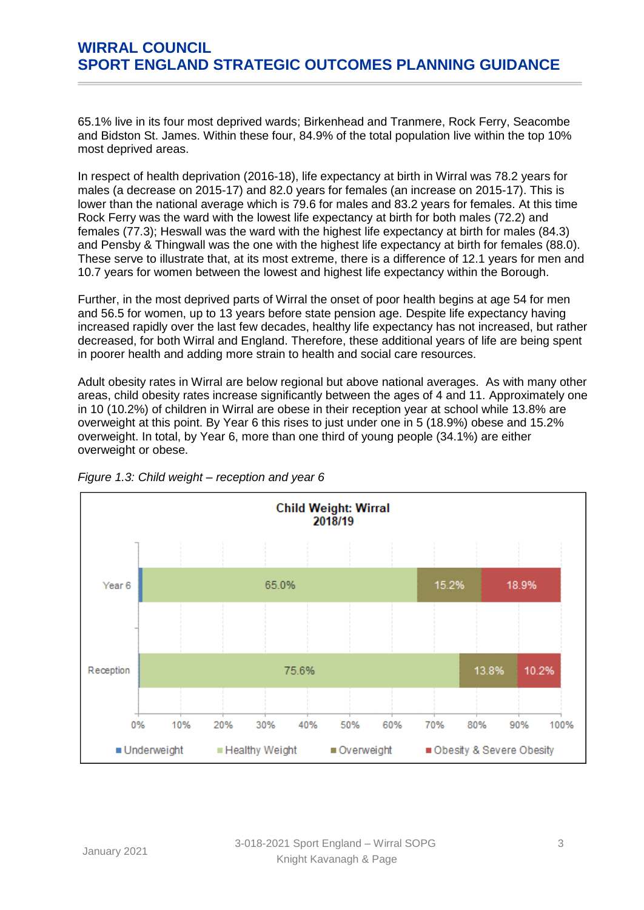65.1% live in its four most deprived wards; Birkenhead and Tranmere, Rock Ferry, Seacombe and Bidston St. James. Within these four, 84.9% of the total population live within the top 10% most deprived areas.

In respect of health deprivation (2016-18), life expectancy at birth in Wirral was 78.2 years for males (a decrease on 2015-17) and 82.0 years for females (an increase on 2015-17). This is lower than the national average which is 79.6 for males and 83.2 years for females. At this time Rock Ferry was the ward with the lowest life expectancy at birth for both males (72.2) and females (77.3); Heswall was the ward with the highest life expectancy at birth for males (84.3) and Pensby & Thingwall was the one with the highest life expectancy at birth for females (88.0). These serve to illustrate that, at its most extreme, there is a difference of 12.1 years for men and 10.7 years for women between the lowest and highest life expectancy within the Borough.

Further, in the most deprived parts of Wirral the onset of poor health begins at age 54 for men and 56.5 for women, up to 13 years before state pension age. Despite life expectancy having increased rapidly over the last few decades, healthy life expectancy has not increased, but rather decreased, for both Wirral and England. Therefore, these additional years of life are being spent in poorer health and adding more strain to health and social care resources.

Adult obesity rates in Wirral are below regional but above national averages. As with many other areas, child obesity rates increase significantly between the ages of 4 and 11. Approximately one in 10 (10.2%) of children in Wirral are obese in their reception year at school while 13.8% are overweight at this point. By Year 6 this rises to just under one in 5 (18.9%) obese and 15.2% overweight. In total, by Year 6, more than one third of young people (34.1%) are either overweight or obese.

*Figure 1.3: Child weight – reception and year 6*

**Child Weight: Wirral 2018/19**

| | Underweight | Healthy Weight | Overweight | Obesity & Severe Obesity |
|---|---|---|---|---|
| Year 6 | | 65.0% | 15.2% | 18.9% |
| Reception | | 75.6% | 13.8% | 10.2% |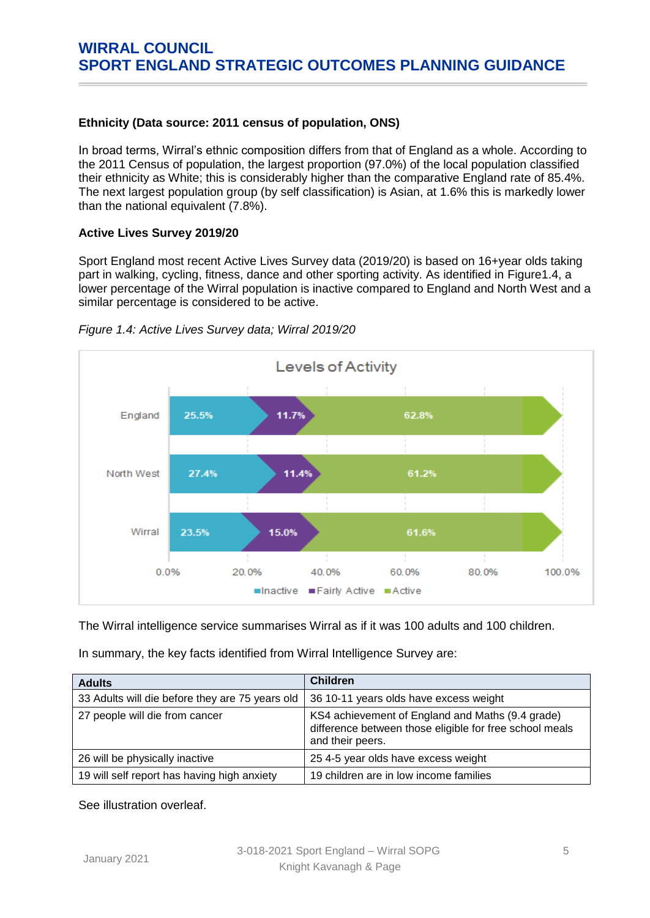**Ethnicity (Data source: 2011 census of population, ONS)**

In broad terms, Wirral's ethnic composition differs from that of England as a whole. According to the 2011 Census of population, the largest proportion (97.0%) of the local population classified their ethnicity as White; this is considerably higher than the comparative England rate of 85.4%. The next largest population group (by self classification) is Asian, at 1.6% this is markedly lower than the national equivalent (7.8%).

**Active Lives Survey 2019/20**

Sport England most recent Active Lives Survey data (2019/20) is based on 16+year olds taking part in walking, cycling, fitness, dance and other sporting activity. As identified in Figure1.4, a lower percentage of the Wirral population is inactive compared to England and North West and a similar percentage is considered to be active.

*Figure 1.4: Active Lives Survey data; Wirral 2019/20*

**Levels of Activity**

| | Inactive | Fairly Active | Active |
|---|---|---|---|
| England | 25.5% | 11.7% | 62.8% |
| North West | 27.4% | 11.4% | 61.2% |
| Wirral | 23.5% | 15.0% | 61.6% |

The Wirral intelligence service summarises Wirral as if it was 100 adults and 100 children.

In summary, the key facts identified from Wirral Intelligence Survey are:

| Adults | Children |
|---|---|
| 33 Adults will die before they are 75 years old | 36 10-11 years olds have excess weight |
| 27 people will die from cancer | KS4 achievement of England and Maths (9.4 grade) difference between those eligible for free school meals and their peers. |
| 26 will be physically inactive | 25 4-5 year olds have excess weight |
| 19 will self report has having high anxiety | 19 children are in low income families |

See illustration overleaf.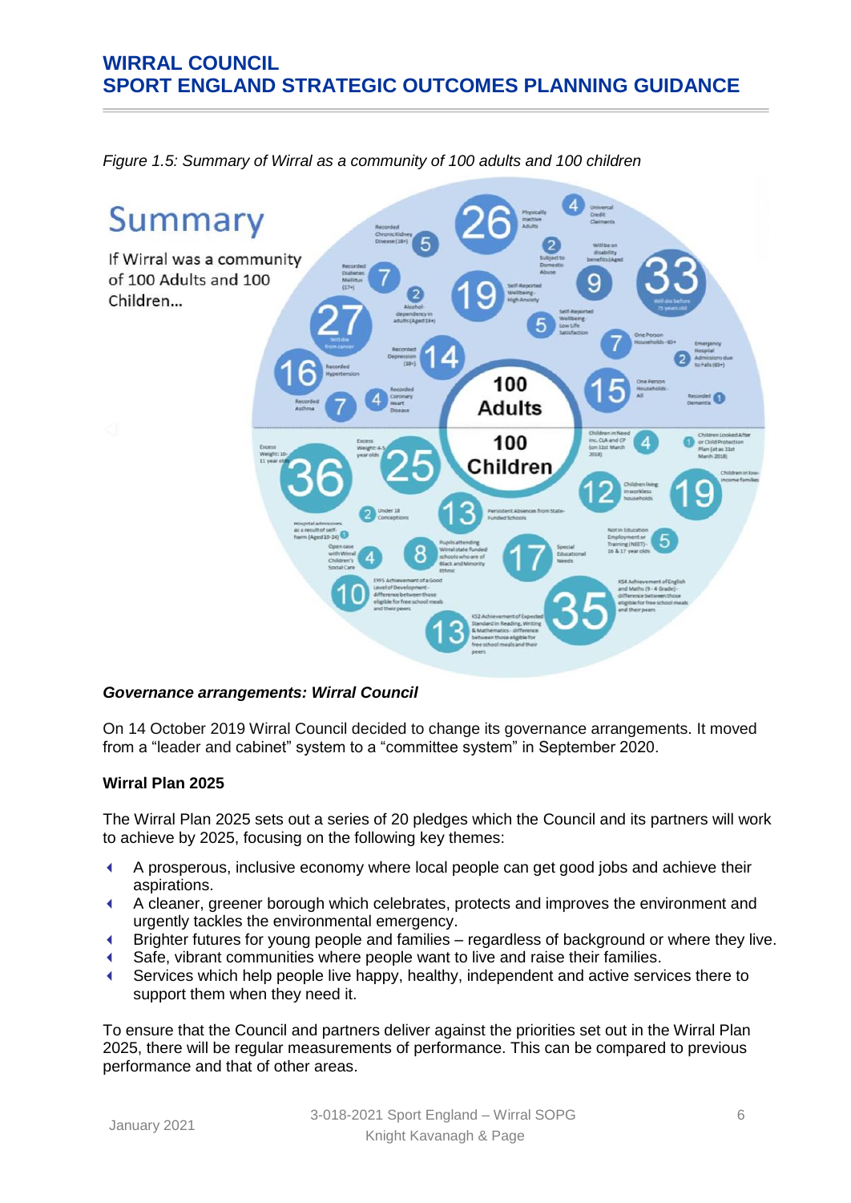*Figure 1.5: Summary of Wirral as a community of 100 adults and 100 children*

### *Governance arrangements: Wirral Council*

On 14 October 2019 Wirral Council decided to change its governance arrangements. It moved from a "leader and cabinet" system to a "committee system" in September 2020.

### Wirral Plan 2025

The Wirral Plan 2025 sets out a series of 20 pledges which the Council and its partners will work to achieve by 2025, focusing on the following key themes:

- A prosperous, inclusive economy where local people can get good jobs and achieve their aspirations.
- A cleaner, greener borough which celebrates, protects and improves the environment and urgently tackles the environmental emergency.
- Brighter futures for young people and families – regardless of background or where they live.
- Safe, vibrant communities where people want to live and raise their families.
- Services which help people live happy, healthy, independent and active services there to support them when they need it.

To ensure that the Council and partners deliver against the priorities set out in the Wirral Plan 2025, there will be regular measurements of performance. This can be compared to previous performance and that of other areas.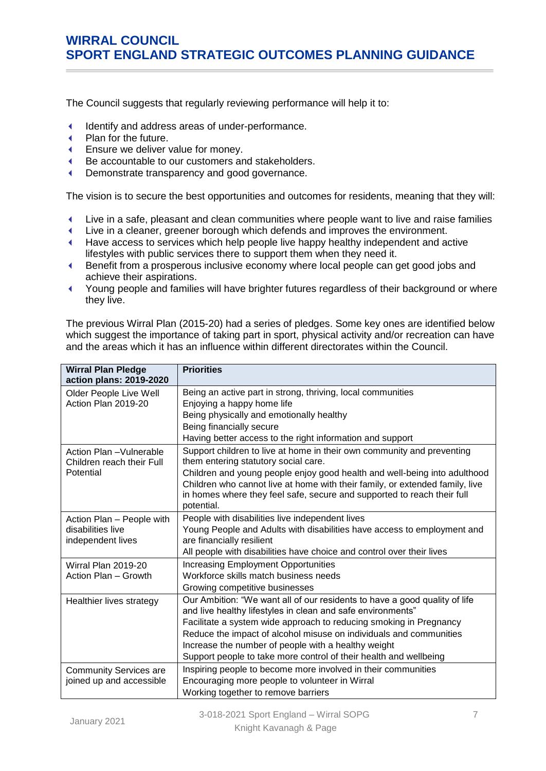The Council suggests that regularly reviewing performance will help it to:

- Identify and address areas of under-performance.
- Plan for the future.
- Ensure we deliver value for money.
- Be accountable to our customers and stakeholders.
- Demonstrate transparency and good governance.

The vision is to secure the best opportunities and outcomes for residents, meaning that they will:

- Live in a safe, pleasant and clean communities where people want to live and raise families
- Live in a cleaner, greener borough which defends and improves the environment.
- Have access to services which help people live happy healthy independent and active lifestyles with public services there to support them when they need it.
- Benefit from a prosperous inclusive economy where local people can get good jobs and achieve their aspirations.
- Young people and families will have brighter futures regardless of their background or where they live.

The previous Wirral Plan (2015-20) had a series of pledges. Some key ones are identified below which suggest the importance of taking part in sport, physical activity and/or recreation can have and the areas which it has an influence within different directorates within the Council.

| Wirral Plan Pledge action plans: 2019-2020 | Priorities |
|---|---|
| Older People Live Well Action Plan 2019-20 | Being an active part in strong, thriving, local communities<br>Enjoying a happy home life<br>Being physically and emotionally healthy<br>Being financially secure<br>Having better access to the right information and support |
| Action Plan –Vulnerable Children reach their Full Potential | Support children to live at home in their own community and preventing them entering statutory social care.<br>Children and young people enjoy good health and well-being into adulthood<br>Children who cannot live at home with their family, or extended family, live in homes where they feel safe, secure and supported to reach their full potential. |
| Action Plan – People with disabilities live independent lives | People with disabilities live independent lives<br>Young People and Adults with disabilities have access to employment and are financially resilient<br>All people with disabilities have choice and control over their lives |
| Wirral Plan 2019-20 Action Plan – Growth | Increasing Employment Opportunities<br>Workforce skills match business needs<br>Growing competitive businesses |
| Healthier lives strategy | Our Ambition: "We want all of our residents to have a good quality of life and live healthy lifestyles in clean and safe environments"<br>Facilitate a system wide approach to reducing smoking in Pregnancy<br>Reduce the impact of alcohol misuse on individuals and communities<br>Increase the number of people with a healthy weight<br>Support people to take more control of their health and wellbeing |
| Community Services are joined up and accessible | Inspiring people to become more involved in their communities<br>Encouraging more people to volunteer in Wirral<br>Working together to remove barriers |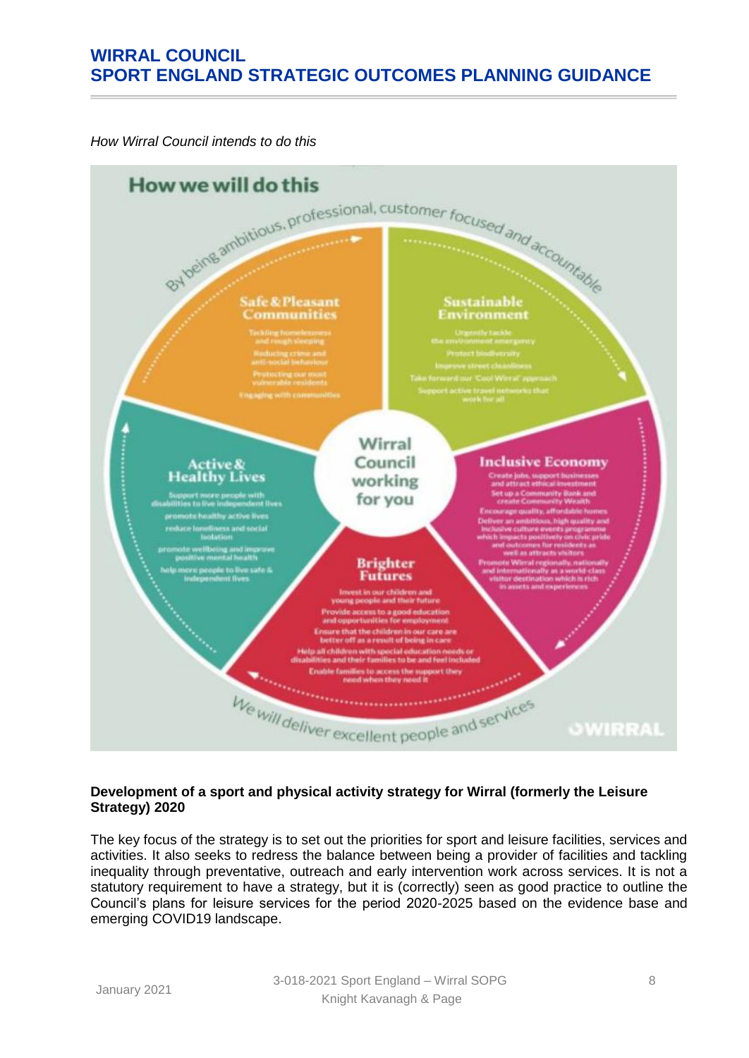*How Wirral Council intends to do this*

**How we will do this**

By being ambitious, professional, customer focused and accountable

**Wirral Council working for you**

**Safe & Pleasant Communities**
- Tackling homelessness and rough sleeping
- Reducing crime and anti-social behaviour
- Protecting our most vulnerable residents
- Engaging with communities

**Sustainable Environment**
- Urgently tackle the environment emergency
- Protect biodiversity
- Improve street cleanliness
- Take forward our 'Cool Wirral' approach
- Support active travel networks that work for all

**Inclusive Economy**
- Create jobs, support businesses and attract ethical investment
- Set up a Community Bank and create Community Wealth
- Encourage quality, affordable homes
- Deliver an ambitious, high quality and inclusive culture events programme which impacts positively on civic pride and outcomes for residents as well as attracts visitors
- Promote Wirral regionally, nationally and internationally as a world-class visitor destination which is rich in assets and experiences

**Brighter Futures**
- Invest in our children and young people and their future
- Provide access to a good education and opportunities for employment
- Ensure that the children in our care are better off as a result of being in care
- Help all children with special education needs or disabilities and their families to be and feel included
- Enable families to access the support they need when they need it

**Active & Healthy Lives**
- Support more people with disabilities to live independent lives
- promote healthy active lives
- reduce loneliness and social isolation
- promote wellbeing and improve positive mental health
- help more people to live safe & independent lives

We will deliver excellent people and services

WIRRAL

**Development of a sport and physical activity strategy for Wirral (formerly the Leisure Strategy) 2020**

The key focus of the strategy is to set out the priorities for sport and leisure facilities, services and activities. It also seeks to redress the balance between being a provider of facilities and tackling inequality through preventative, outreach and early intervention work across services. It is not a statutory requirement to have a strategy, but it is (correctly) seen as good practice to outline the Council's plans for leisure services for the period 2020-2025 based on the evidence base and emerging COVID19 landscape.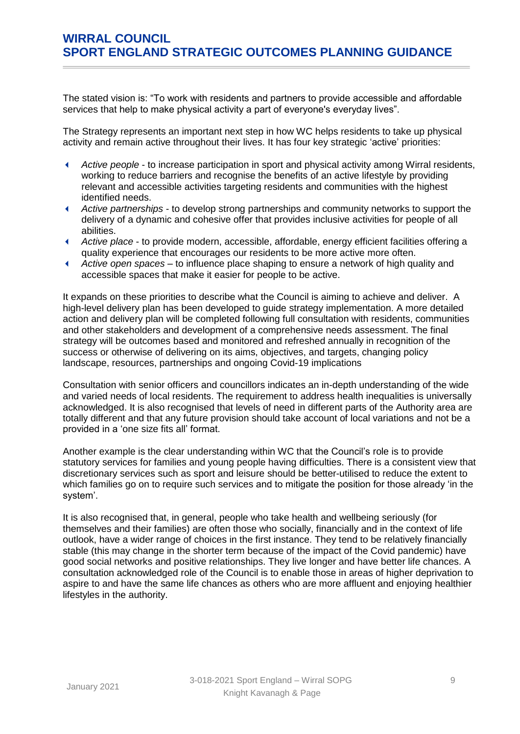The stated vision is: "To work with residents and partners to provide accessible and affordable services that help to make physical activity a part of everyone's everyday lives".

The Strategy represents an important next step in how WC helps residents to take up physical activity and remain active throughout their lives. It has four key strategic 'active' priorities:

- *Active people* - to increase participation in sport and physical activity among Wirral residents, working to reduce barriers and recognise the benefits of an active lifestyle by providing relevant and accessible activities targeting residents and communities with the highest identified needs.
- *Active partnerships* - to develop strong partnerships and community networks to support the delivery of a dynamic and cohesive offer that provides inclusive activities for people of all abilities.
- *Active place* - to provide modern, accessible, affordable, energy efficient facilities offering a quality experience that encourages our residents to be more active more often.
- *Active open spaces* – to influence place shaping to ensure a network of high quality and accessible spaces that make it easier for people to be active.

It expands on these priorities to describe what the Council is aiming to achieve and deliver. A high-level delivery plan has been developed to guide strategy implementation. A more detailed action and delivery plan will be completed following full consultation with residents, communities and other stakeholders and development of a comprehensive needs assessment. The final strategy will be outcomes based and monitored and refreshed annually in recognition of the success or otherwise of delivering on its aims, objectives, and targets, changing policy landscape, resources, partnerships and ongoing Covid-19 implications

Consultation with senior officers and councillors indicates an in-depth understanding of the wide and varied needs of local residents. The requirement to address health inequalities is universally acknowledged. It is also recognised that levels of need in different parts of the Authority area are totally different and that any future provision should take account of local variations and not be a provided in a 'one size fits all' format.

Another example is the clear understanding within WC that the Council's role is to provide statutory services for families and young people having difficulties. There is a consistent view that discretionary services such as sport and leisure should be better-utilised to reduce the extent to which families go on to require such services and to mitigate the position for those already 'in the system'.

It is also recognised that, in general, people who take health and wellbeing seriously (for themselves and their families) are often those who socially, financially and in the context of life outlook, have a wider range of choices in the first instance. They tend to be relatively financially stable (this may change in the shorter term because of the impact of the Covid pandemic) have good social networks and positive relationships. They live longer and have better life chances. A consultation acknowledged role of the Council is to enable those in areas of higher deprivation to aspire to and have the same life chances as others who are more affluent and enjoying healthier lifestyles in the authority.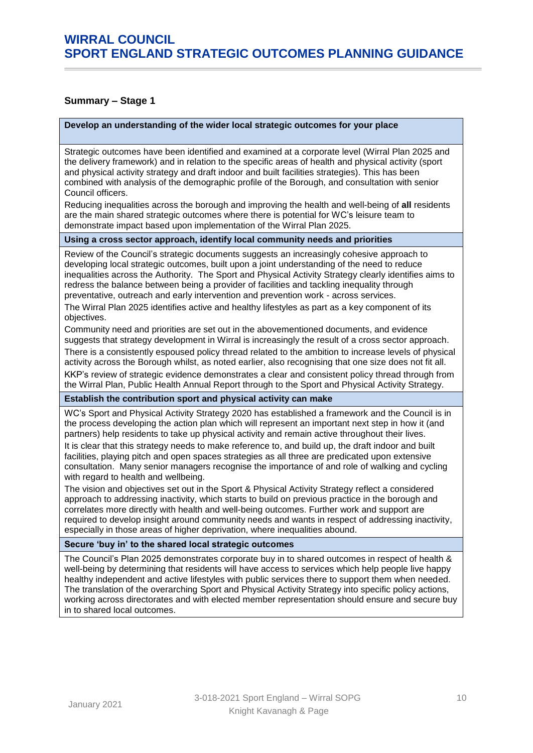## Summary – Stage 1

| Develop an understanding of the wider local strategic outcomes for your place |
|---|
| Strategic outcomes have been identified and examined at a corporate level (Wirral Plan 2025 and the delivery framework) and in relation to the specific areas of health and physical activity (sport and physical activity strategy and draft indoor and built facilities strategies). This has been combined with analysis of the demographic profile of the Borough, and consultation with senior Council officers.<br>Reducing inequalities across the borough and improving the health and well-being of **all** residents are the main shared strategic outcomes where there is potential for WC's leisure team to demonstrate impact based upon implementation of the Wirral Plan 2025. |
| **Using a cross sector approach, identify local community needs and priorities** |
| Review of the Council's strategic documents suggests an increasingly cohesive approach to developing local strategic outcomes, built upon a joint understanding of the need to reduce inequalities across the Authority. The Sport and Physical Activity Strategy clearly identifies aims to redress the balance between being a provider of facilities and tackling inequality through preventative, outreach and early intervention and prevention work - across services.<br>The Wirral Plan 2025 identifies active and healthy lifestyles as part as a key component of its objectives.<br>Community need and priorities are set out in the abovementioned documents, and evidence suggests that strategy development in Wirral is increasingly the result of a cross sector approach.<br>There is a consistently espoused policy thread related to the ambition to increase levels of physical activity across the Borough whilst, as noted earlier, also recognising that one size does not fit all.<br>KKP's review of strategic evidence demonstrates a clear and consistent policy thread through from the Wirral Plan, Public Health Annual Report through to the Sport and Physical Activity Strategy. |
| **Establish the contribution sport and physical activity can make** |
| WC's Sport and Physical Activity Strategy 2020 has established a framework and the Council is in the process developing the action plan which will represent an important next step in how it (and partners) help residents to take up physical activity and remain active throughout their lives.<br>It is clear that this strategy needs to make reference to, and build up, the draft indoor and built facilities, playing pitch and open spaces strategies as all three are predicated upon extensive consultation. Many senior managers recognise the importance of and role of walking and cycling with regard to health and wellbeing.<br>The vision and objectives set out in the Sport & Physical Activity Strategy reflect a considered approach to addressing inactivity, which starts to build on previous practice in the borough and correlates more directly with health and well-being outcomes. Further work and support are required to develop insight around community needs and wants in respect of addressing inactivity, especially in those areas of higher deprivation, where inequalities abound. |
| **Secure 'buy in' to the shared local strategic outcomes** |
| The Council's Plan 2025 demonstrates corporate buy in to shared outcomes in respect of health & well-being by determining that residents will have access to services which help people live happy healthy independent and active lifestyles with public services there to support them when needed. The translation of the overarching Sport and Physical Activity Strategy into specific policy actions, working across directorates and with elected member representation should ensure and secure buy in to shared local outcomes. |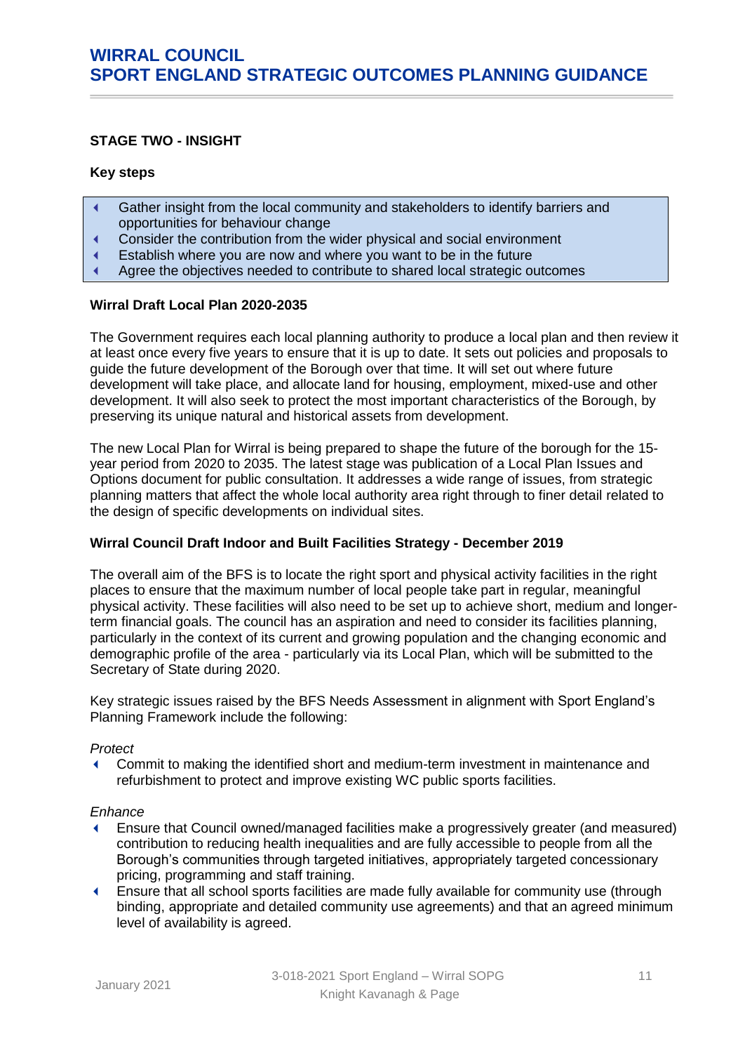## STAGE TWO - INSIGHT

**Key steps**

- Gather insight from the local community and stakeholders to identify barriers and opportunities for behaviour change
- Consider the contribution from the wider physical and social environment
- Establish where you are now and where you want to be in the future
- Agree the objectives needed to contribute to shared local strategic outcomes

### Wirral Draft Local Plan 2020-2035

The Government requires each local planning authority to produce a local plan and then review it at least once every five years to ensure that it is up to date. It sets out policies and proposals to guide the future development of the Borough over that time. It will set out where future development will take place, and allocate land for housing, employment, mixed-use and other development. It will also seek to protect the most important characteristics of the Borough, by preserving its unique natural and historical assets from development.

The new Local Plan for Wirral is being prepared to shape the future of the borough for the 15-year period from 2020 to 2035. The latest stage was publication of a Local Plan Issues and Options document for public consultation. It addresses a wide range of issues, from strategic planning matters that affect the whole local authority area right through to finer detail related to the design of specific developments on individual sites.

### Wirral Council Draft Indoor and Built Facilities Strategy - December 2019

The overall aim of the BFS is to locate the right sport and physical activity facilities in the right places to ensure that the maximum number of local people take part in regular, meaningful physical activity. These facilities will also need to be set up to achieve short, medium and longer-term financial goals. The council has an aspiration and need to consider its facilities planning, particularly in the context of its current and growing population and the changing economic and demographic profile of the area - particularly via its Local Plan, which will be submitted to the Secretary of State during 2020.

Key strategic issues raised by the BFS Needs Assessment in alignment with Sport England's Planning Framework include the following:

*Protect*

- Commit to making the identified short and medium-term investment in maintenance and refurbishment to protect and improve existing WC public sports facilities.

*Enhance*

- Ensure that Council owned/managed facilities make a progressively greater (and measured) contribution to reducing health inequalities and are fully accessible to people from all the Borough's communities through targeted initiatives, appropriately targeted concessionary pricing, programming and staff training.
- Ensure that all school sports facilities are made fully available for community use (through binding, appropriate and detailed community use agreements) and that an agreed minimum level of availability is agreed.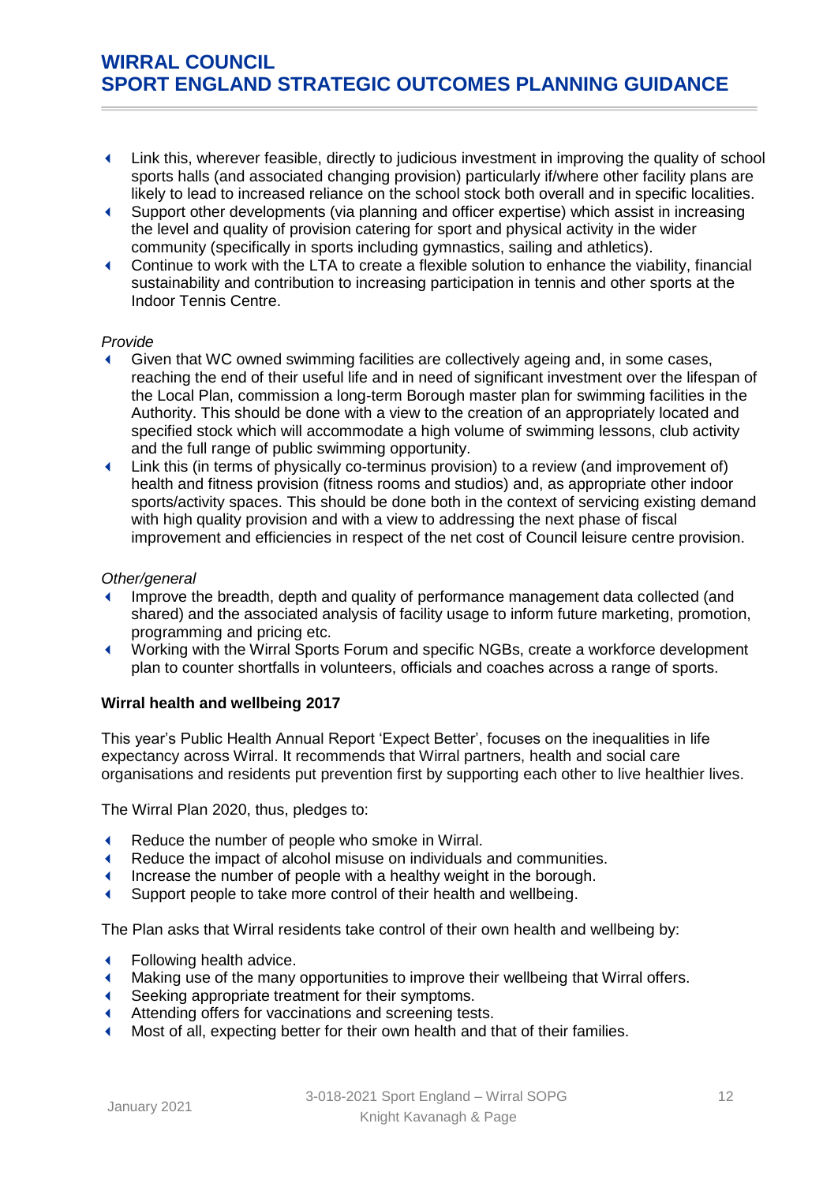- Link this, wherever feasible, directly to judicious investment in improving the quality of school sports halls (and associated changing provision) particularly if/where other facility plans are likely to lead to increased reliance on the school stock both overall and in specific localities.
- Support other developments (via planning and officer expertise) which assist in increasing the level and quality of provision catering for sport and physical activity in the wider community (specifically in sports including gymnastics, sailing and athletics).
- Continue to work with the LTA to create a flexible solution to enhance the viability, financial sustainability and contribution to increasing participation in tennis and other sports at the Indoor Tennis Centre.

*Provide*

- Given that WC owned swimming facilities are collectively ageing and, in some cases, reaching the end of their useful life and in need of significant investment over the lifespan of the Local Plan, commission a long-term Borough master plan for swimming facilities in the Authority. This should be done with a view to the creation of an appropriately located and specified stock which will accommodate a high volume of swimming lessons, club activity and the full range of public swimming opportunity.
- Link this (in terms of physically co-terminus provision) to a review (and improvement of) health and fitness provision (fitness rooms and studios) and, as appropriate other indoor sports/activity spaces. This should be done both in the context of servicing existing demand with high quality provision and with a view to addressing the next phase of fiscal improvement and efficiencies in respect of the net cost of Council leisure centre provision.

*Other/general*

- Improve the breadth, depth and quality of performance management data collected (and shared) and the associated analysis of facility usage to inform future marketing, promotion, programming and pricing etc.
- Working with the Wirral Sports Forum and specific NGBs, create a workforce development plan to counter shortfalls in volunteers, officials and coaches across a range of sports.

**Wirral health and wellbeing 2017**

This year's Public Health Annual Report 'Expect Better', focuses on the inequalities in life expectancy across Wirral. It recommends that Wirral partners, health and social care organisations and residents put prevention first by supporting each other to live healthier lives.

The Wirral Plan 2020, thus, pledges to:

- Reduce the number of people who smoke in Wirral.
- Reduce the impact of alcohol misuse on individuals and communities.
- Increase the number of people with a healthy weight in the borough.
- Support people to take more control of their health and wellbeing.

The Plan asks that Wirral residents take control of their own health and wellbeing by:

- Following health advice.
- Making use of the many opportunities to improve their wellbeing that Wirral offers.
- Seeking appropriate treatment for their symptoms.
- Attending offers for vaccinations and screening tests.
- Most of all, expecting better for their own health and that of their families.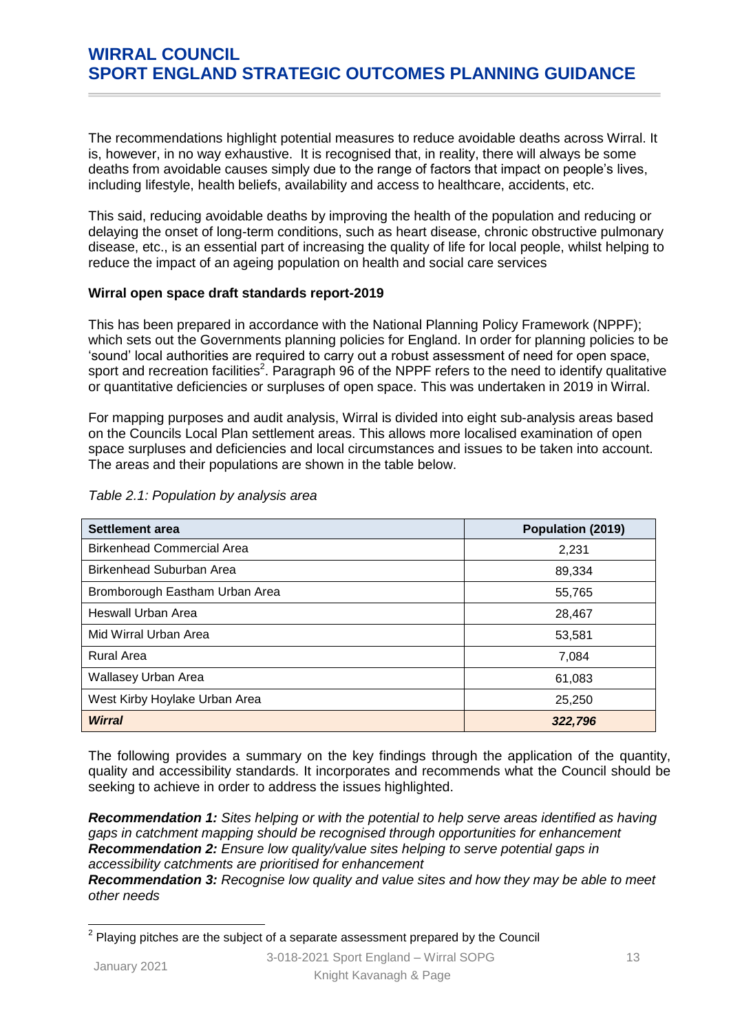The recommendations highlight potential measures to reduce avoidable deaths across Wirral. It is, however, in no way exhaustive. It is recognised that, in reality, there will always be some deaths from avoidable causes simply due to the range of factors that impact on people's lives, including lifestyle, health beliefs, availability and access to healthcare, accidents, etc.

This said, reducing avoidable deaths by improving the health of the population and reducing or delaying the onset of long-term conditions, such as heart disease, chronic obstructive pulmonary disease, etc., is an essential part of increasing the quality of life for local people, whilst helping to reduce the impact of an ageing population on health and social care services

**Wirral open space draft standards report-2019**

This has been prepared in accordance with the National Planning Policy Framework (NPPF); which sets out the Governments planning policies for England. In order for planning policies to be 'sound' local authorities are required to carry out a robust assessment of need for open space, sport and recreation facilities[2]. Paragraph 96 of the NPPF refers to the need to identify qualitative or quantitative deficiencies or surpluses of open space. This was undertaken in 2019 in Wirral.

For mapping purposes and audit analysis, Wirral is divided into eight sub-analysis areas based on the Councils Local Plan settlement areas. This allows more localised examination of open space surpluses and deficiencies and local circumstances and issues to be taken into account. The areas and their populations are shown in the table below.

*Table 2.1: Population by analysis area*

| Settlement area | Population (2019) |
|---|---|
| Birkenhead Commercial Area | 2,231 |
| Birkenhead Suburban Area | 89,334 |
| Bromborough Eastham Urban Area | 55,765 |
| Heswall Urban Area | 28,467 |
| Mid Wirral Urban Area | 53,581 |
| Rural Area | 7,084 |
| Wallasey Urban Area | 61,083 |
| West Kirby Hoylake Urban Area | 25,250 |
| ***Wirral*** | ***322,796*** |

The following provides a summary on the key findings through the application of the quantity, quality and accessibility standards. It incorporates and recommends what the Council should be seeking to achieve in order to address the issues highlighted.

***Recommendation 1:*** *Sites helping or with the potential to help serve areas identified as having gaps in catchment mapping should be recognised through opportunities for enhancement*
***Recommendation 2:*** *Ensure low quality/value sites helping to serve potential gaps in accessibility catchments are prioritised for enhancement*
***Recommendation 3:*** *Recognise low quality and value sites and how they may be able to meet other needs*

[2] Playing pitches are the subject of a separate assessment prepared by the Council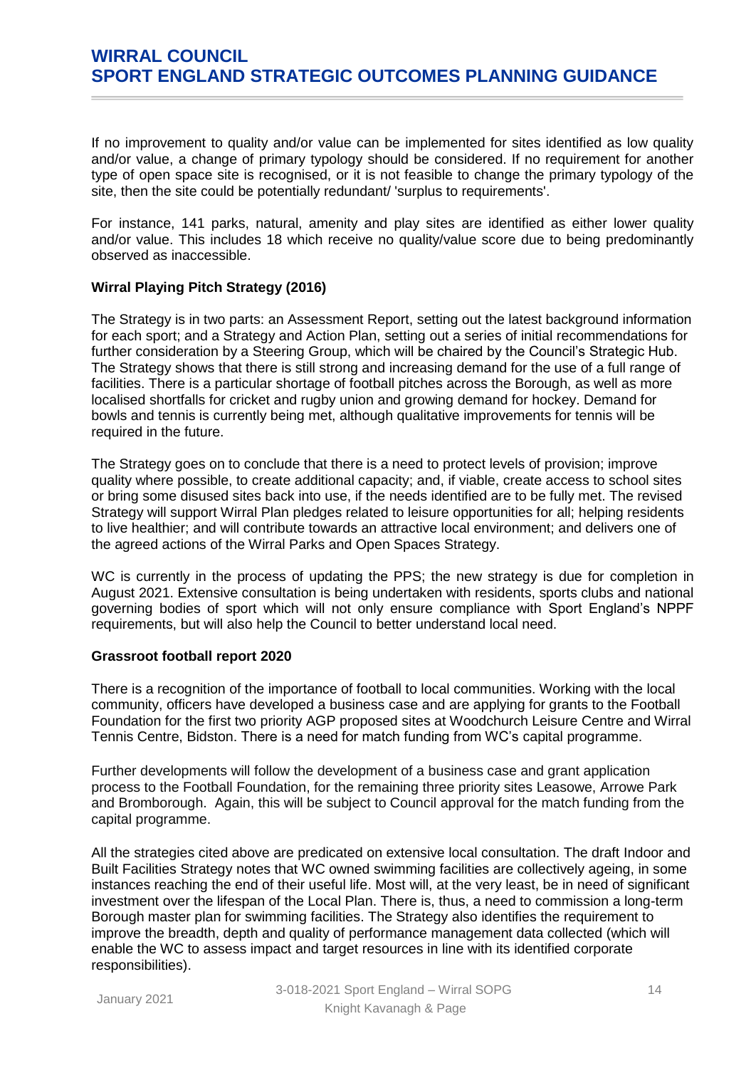If no improvement to quality and/or value can be implemented for sites identified as low quality and/or value, a change of primary typology should be considered. If no requirement for another type of open space site is recognised, or it is not feasible to change the primary typology of the site, then the site could be potentially redundant/ 'surplus to requirements'.

For instance, 141 parks, natural, amenity and play sites are identified as either lower quality and/or value. This includes 18 which receive no quality/value score due to being predominantly observed as inaccessible.

**Wirral Playing Pitch Strategy (2016)**

The Strategy is in two parts: an Assessment Report, setting out the latest background information for each sport; and a Strategy and Action Plan, setting out a series of initial recommendations for further consideration by a Steering Group, which will be chaired by the Council's Strategic Hub. The Strategy shows that there is still strong and increasing demand for the use of a full range of facilities. There is a particular shortage of football pitches across the Borough, as well as more localised shortfalls for cricket and rugby union and growing demand for hockey. Demand for bowls and tennis is currently being met, although qualitative improvements for tennis will be required in the future.

The Strategy goes on to conclude that there is a need to protect levels of provision; improve quality where possible, to create additional capacity; and, if viable, create access to school sites or bring some disused sites back into use, if the needs identified are to be fully met. The revised Strategy will support Wirral Plan pledges related to leisure opportunities for all; helping residents to live healthier; and will contribute towards an attractive local environment; and delivers one of the agreed actions of the Wirral Parks and Open Spaces Strategy.

WC is currently in the process of updating the PPS; the new strategy is due for completion in August 2021. Extensive consultation is being undertaken with residents, sports clubs and national governing bodies of sport which will not only ensure compliance with Sport England's NPPF requirements, but will also help the Council to better understand local need.

**Grassroot football report 2020**

There is a recognition of the importance of football to local communities. Working with the local community, officers have developed a business case and are applying for grants to the Football Foundation for the first two priority AGP proposed sites at Woodchurch Leisure Centre and Wirral Tennis Centre, Bidston. There is a need for match funding from WC's capital programme.

Further developments will follow the development of a business case and grant application process to the Football Foundation, for the remaining three priority sites Leasowe, Arrowe Park and Bromborough. Again, this will be subject to Council approval for the match funding from the capital programme.

All the strategies cited above are predicated on extensive local consultation. The draft Indoor and Built Facilities Strategy notes that WC owned swimming facilities are collectively ageing, in some instances reaching the end of their useful life. Most will, at the very least, be in need of significant investment over the lifespan of the Local Plan. There is, thus, a need to commission a long-term Borough master plan for swimming facilities. The Strategy also identifies the requirement to improve the breadth, depth and quality of performance management data collected (which will enable the WC to assess impact and target resources in line with its identified corporate responsibilities).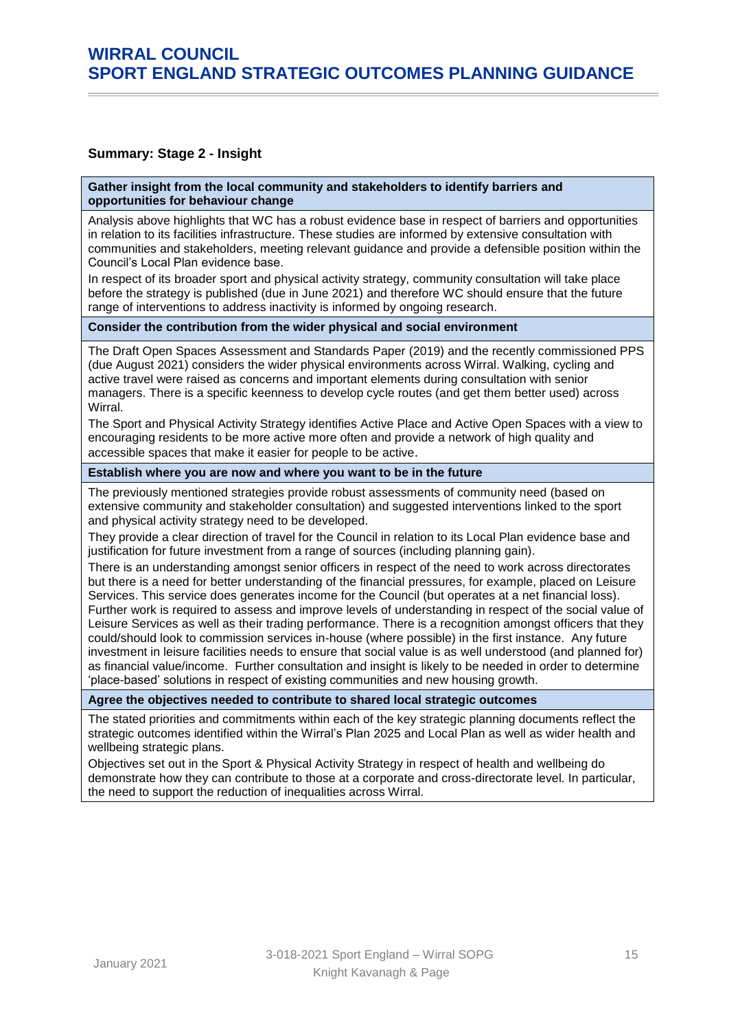**Summary: Stage 2 - Insight**

| Gather insight from the local community and stakeholders to identify barriers and opportunities for behaviour change |
|---|
| Analysis above highlights that WC has a robust evidence base in respect of barriers and opportunities in relation to its facilities infrastructure. These studies are informed by extensive consultation with communities and stakeholders, meeting relevant guidance and provide a defensible position within the Council's Local Plan evidence base.<br>In respect of its broader sport and physical activity strategy, community consultation will take place before the strategy is published (due in June 2021) and therefore WC should ensure that the future range of interventions to address inactivity is informed by ongoing research. |
| **Consider the contribution from the wider physical and social environment** |
| The Draft Open Spaces Assessment and Standards Paper (2019) and the recently commissioned PPS (due August 2021) considers the wider physical environments across Wirral. Walking, cycling and active travel were raised as concerns and important elements during consultation with senior managers. There is a specific keenness to develop cycle routes (and get them better used) across Wirral.<br>The Sport and Physical Activity Strategy identifies Active Place and Active Open Spaces with a view to encouraging residents to be more active more often and provide a network of high quality and accessible spaces that make it easier for people to be active. |
| **Establish where you are now and where you want to be in the future** |
| The previously mentioned strategies provide robust assessments of community need (based on extensive community and stakeholder consultation) and suggested interventions linked to the sport and physical activity strategy need to be developed.<br>They provide a clear direction of travel for the Council in relation to its Local Plan evidence base and justification for future investment from a range of sources (including planning gain).<br>There is an understanding amongst senior officers in respect of the need to work across directorates but there is a need for better understanding of the financial pressures, for example, placed on Leisure Services. This service does generates income for the Council (but operates at a net financial loss). Further work is required to assess and improve levels of understanding in respect of the social value of Leisure Services as well as their trading performance. There is a recognition amongst officers that they could/should look to commission services in-house (where possible) in the first instance. Any future investment in leisure facilities needs to ensure that social value is as well understood (and planned for) as financial value/income. Further consultation and insight is likely to be needed in order to determine 'place-based' solutions in respect of existing communities and new housing growth. |
| **Agree the objectives needed to contribute to shared local strategic outcomes** |
| The stated priorities and commitments within each of the key strategic planning documents reflect the strategic outcomes identified within the Wirral's Plan 2025 and Local Plan as well as wider health and wellbeing strategic plans.<br>Objectives set out in the Sport & Physical Activity Strategy in respect of health and wellbeing do demonstrate how they can contribute to those at a corporate and cross-directorate level. In particular, the need to support the reduction of inequalities across Wirral. |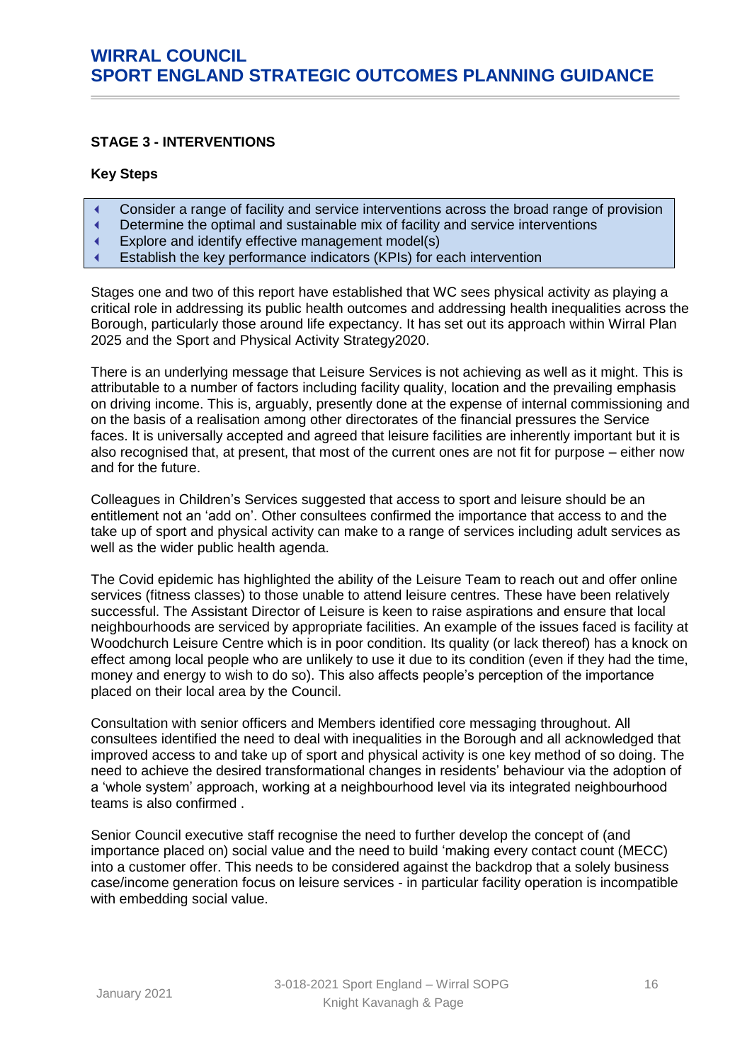## STAGE 3 - INTERVENTIONS

### Key Steps

- Consider a range of facility and service interventions across the broad range of provision
- Determine the optimal and sustainable mix of facility and service interventions
- Explore and identify effective management model(s)
- Establish the key performance indicators (KPIs) for each intervention

Stages one and two of this report have established that WC sees physical activity as playing a critical role in addressing its public health outcomes and addressing health inequalities across the Borough, particularly those around life expectancy. It has set out its approach within Wirral Plan 2025 and the Sport and Physical Activity Strategy2020.

There is an underlying message that Leisure Services is not achieving as well as it might. This is attributable to a number of factors including facility quality, location and the prevailing emphasis on driving income. This is, arguably, presently done at the expense of internal commissioning and on the basis of a realisation among other directorates of the financial pressures the Service faces. It is universally accepted and agreed that leisure facilities are inherently important but it is also recognised that, at present, that most of the current ones are not fit for purpose – either now and for the future.

Colleagues in Children's Services suggested that access to sport and leisure should be an entitlement not an 'add on'. Other consultees confirmed the importance that access to and the take up of sport and physical activity can make to a range of services including adult services as well as the wider public health agenda.

The Covid epidemic has highlighted the ability of the Leisure Team to reach out and offer online services (fitness classes) to those unable to attend leisure centres. These have been relatively successful. The Assistant Director of Leisure is keen to raise aspirations and ensure that local neighbourhoods are serviced by appropriate facilities. An example of the issues faced is facility at Woodchurch Leisure Centre which is in poor condition. Its quality (or lack thereof) has a knock on effect among local people who are unlikely to use it due to its condition (even if they had the time, money and energy to wish to do so). This also affects people's perception of the importance placed on their local area by the Council.

Consultation with senior officers and Members identified core messaging throughout. All consultees identified the need to deal with inequalities in the Borough and all acknowledged that improved access to and take up of sport and physical activity is one key method of so doing. The need to achieve the desired transformational changes in residents' behaviour via the adoption of a 'whole system' approach, working at a neighbourhood level via its integrated neighbourhood teams is also confirmed .

Senior Council executive staff recognise the need to further develop the concept of (and importance placed on) social value and the need to build 'making every contact count (MECC) into a customer offer. This needs to be considered against the backdrop that a solely business case/income generation focus on leisure services - in particular facility operation is incompatible with embedding social value.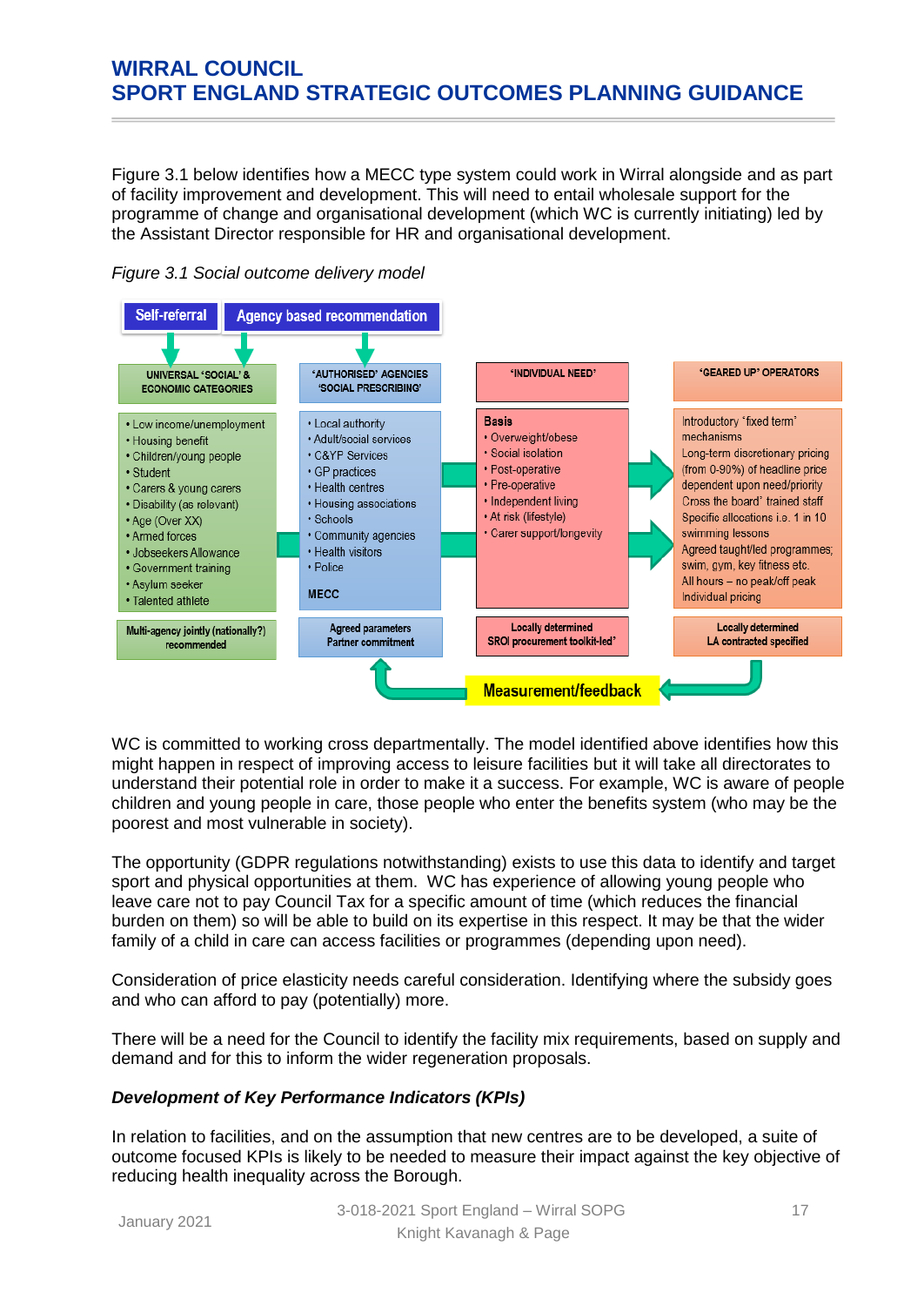Figure 3.1 below identifies how a MECC type system could work in Wirral alongside and as part of facility improvement and development. This will need to entail wholesale support for the programme of change and organisational development (which WC is currently initiating) led by the Assistant Director responsible for HR and organisational development.

*Figure 3.1 Social outcome delivery model*

Self-referral | Agency based recommendation

| UNIVERSAL 'SOCIAL' & ECONOMIC CATEGORIES | 'AUTHORISED' AGENCIES 'SOCIAL PRESCRIBING' | 'INDIVIDUAL NEED' | 'GEARED UP' OPERATORS |
|---|---|---|---|
| • Low income/unemployment<br>• Housing benefit<br>• Children/young people<br>• Student<br>• Carers & young carers<br>• Disability (as relevant)<br>• Age (Over XX)<br>• Armed forces<br>• Jobseekers Allowance<br>• Government training<br>• Asylum seeker<br>• Talented athlete | • Local authority<br>• Adult/social services<br>• C&YP Services<br>• GP practices<br>• Health centres<br>• Housing associations<br>• Schools<br>• Community agencies<br>• Health visitors<br>• Police<br><br>MECC | **Basis**<br>• Overweight/obese<br>• Social isolation<br>• Post-operative<br>• Pre-operative<br>• Independent living<br>• At risk (lifestyle)<br>• Carer support/longevity | Introductory 'fixed term' mechanisms<br>Long-term discretionary pricing (from 0-90%) of headline price dependent upon need/priority<br>Cross the board' trained staff<br>Specific allocations i.e. 1 in 10 swimming lessons<br>Agreed taught/led programmes; swim, gym, key fitness etc.<br>All hours – no peak/off peak<br>Individual pricing |
| Multi-agency jointly (nationally?) recommended | Agreed parameters<br>Partner commitment | Locally determined<br>SROI procurement toolkit-led' | Locally determined<br>LA contracted specified |

Measurement/feedback

WC is committed to working cross departmentally. The model identified above identifies how this might happen in respect of improving access to leisure facilities but it will take all directorates to understand their potential role in order to make it a success. For example, WC is aware of people children and young people in care, those people who enter the benefits system (who may be the poorest and most vulnerable in society).

The opportunity (GDPR regulations notwithstanding) exists to use this data to identify and target sport and physical opportunities at them. WC has experience of allowing young people who leave care not to pay Council Tax for a specific amount of time (which reduces the financial burden on them) so will be able to build on its expertise in this respect. It may be that the wider family of a child in care can access facilities or programmes (depending upon need).

Consideration of price elasticity needs careful consideration. Identifying where the subsidy goes and who can afford to pay (potentially) more.

There will be a need for the Council to identify the facility mix requirements, based on supply and demand and for this to inform the wider regeneration proposals.

***Development of Key Performance Indicators (KPIs)***

In relation to facilities, and on the assumption that new centres are to be developed, a suite of outcome focused KPIs is likely to be needed to measure their impact against the key objective of reducing health inequality across the Borough.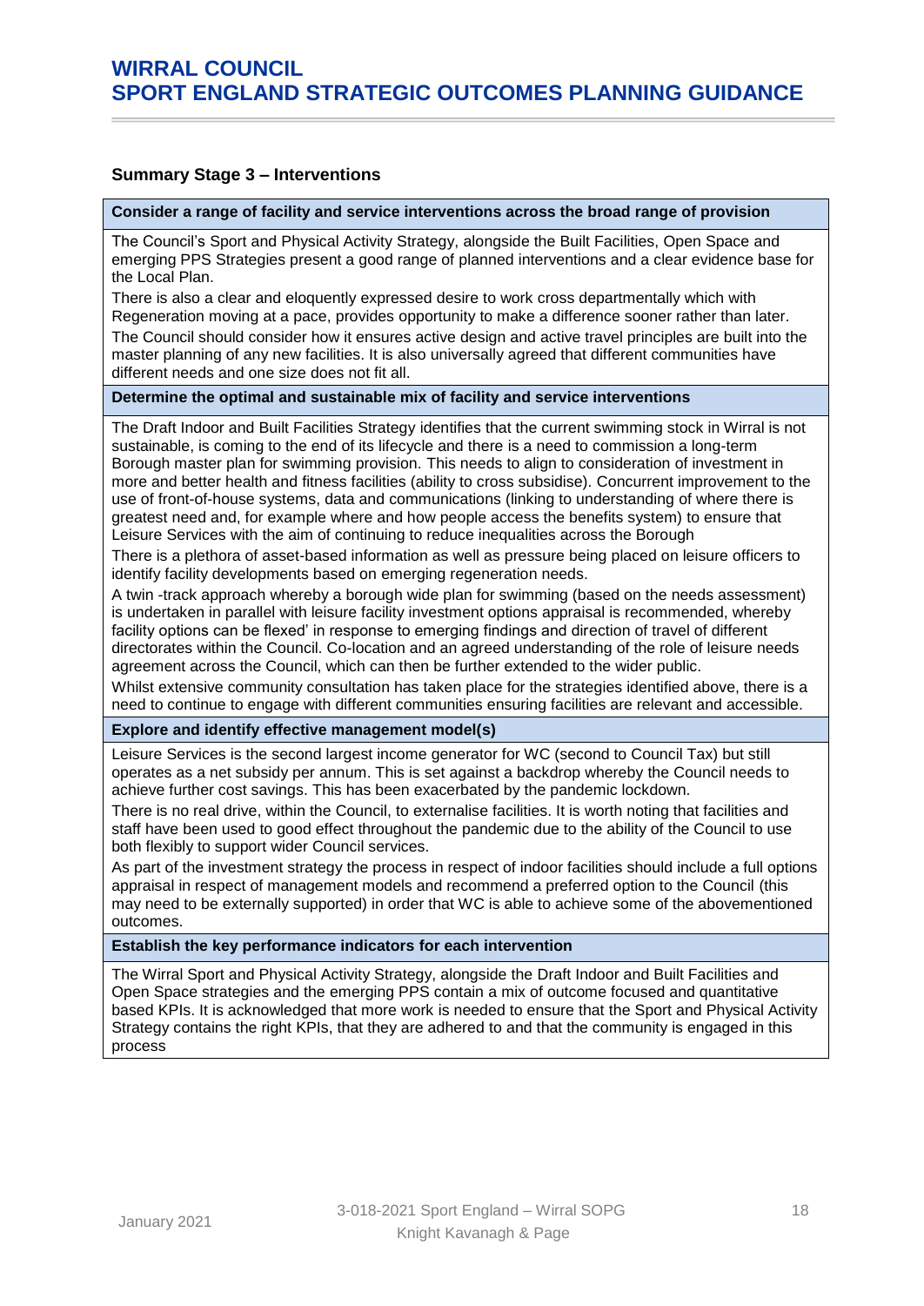### Summary Stage 3 – Interventions

**Consider a range of facility and service interventions across the broad range of provision**

The Council's Sport and Physical Activity Strategy, alongside the Built Facilities, Open Space and emerging PPS Strategies present a good range of planned interventions and a clear evidence base for the Local Plan.

There is also a clear and eloquently expressed desire to work cross departmentally which with Regeneration moving at a pace, provides opportunity to make a difference sooner rather than later.

The Council should consider how it ensures active design and active travel principles are built into the master planning of any new facilities. It is also universally agreed that different communities have different needs and one size does not fit all.

**Determine the optimal and sustainable mix of facility and service interventions**

The Draft Indoor and Built Facilities Strategy identifies that the current swimming stock in Wirral is not sustainable, is coming to the end of its lifecycle and there is a need to commission a long-term Borough master plan for swimming provision. This needs to align to consideration of investment in more and better health and fitness facilities (ability to cross subsidise). Concurrent improvement to the use of front-of-house systems, data and communications (linking to understanding of where there is greatest need and, for example where and how people access the benefits system) to ensure that Leisure Services with the aim of continuing to reduce inequalities across the Borough

There is a plethora of asset-based information as well as pressure being placed on leisure officers to identify facility developments based on emerging regeneration needs.

A twin -track approach whereby a borough wide plan for swimming (based on the needs assessment) is undertaken in parallel with leisure facility investment options appraisal is recommended, whereby facility options can be flexed' in response to emerging findings and direction of travel of different directorates within the Council. Co-location and an agreed understanding of the role of leisure needs agreement across the Council, which can then be further extended to the wider public.

Whilst extensive community consultation has taken place for the strategies identified above, there is a need to continue to engage with different communities ensuring facilities are relevant and accessible.

**Explore and identify effective management model(s)**

Leisure Services is the second largest income generator for WC (second to Council Tax) but still operates as a net subsidy per annum. This is set against a backdrop whereby the Council needs to achieve further cost savings. This has been exacerbated by the pandemic lockdown.

There is no real drive, within the Council, to externalise facilities. It is worth noting that facilities and staff have been used to good effect throughout the pandemic due to the ability of the Council to use both flexibly to support wider Council services.

As part of the investment strategy the process in respect of indoor facilities should include a full options appraisal in respect of management models and recommend a preferred option to the Council (this may need to be externally supported) in order that WC is able to achieve some of the abovementioned outcomes.

**Establish the key performance indicators for each intervention**

The Wirral Sport and Physical Activity Strategy, alongside the Draft Indoor and Built Facilities and Open Space strategies and the emerging PPS contain a mix of outcome focused and quantitative based KPIs. It is acknowledged that more work is needed to ensure that the Sport and Physical Activity Strategy contains the right KPIs, that they are adhered to and that the community is engaged in this process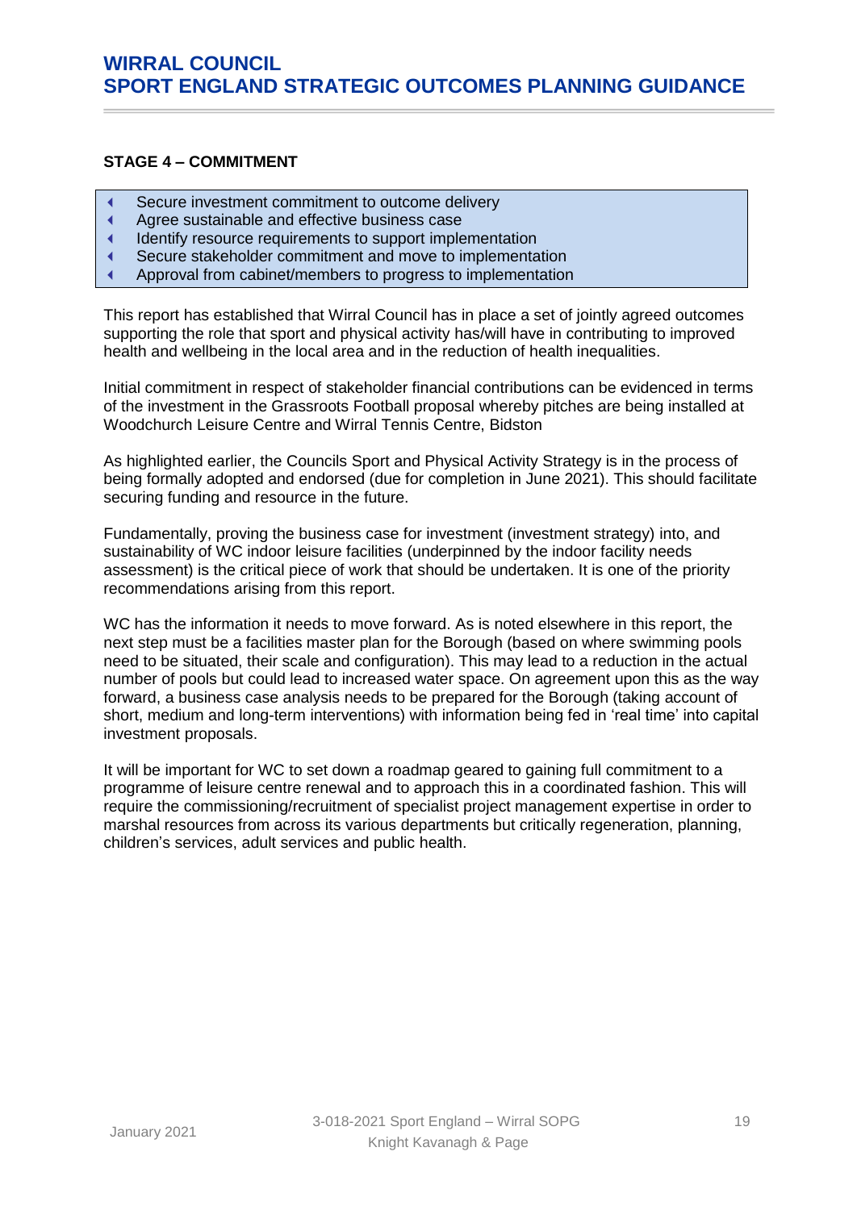### STAGE 4 – COMMITMENT

- Secure investment commitment to outcome delivery
- Agree sustainable and effective business case
- Identify resource requirements to support implementation
- Secure stakeholder commitment and move to implementation
- Approval from cabinet/members to progress to implementation

This report has established that Wirral Council has in place a set of jointly agreed outcomes supporting the role that sport and physical activity has/will have in contributing to improved health and wellbeing in the local area and in the reduction of health inequalities.

Initial commitment in respect of stakeholder financial contributions can be evidenced in terms of the investment in the Grassroots Football proposal whereby pitches are being installed at Woodchurch Leisure Centre and Wirral Tennis Centre, Bidston

As highlighted earlier, the Councils Sport and Physical Activity Strategy is in the process of being formally adopted and endorsed (due for completion in June 2021). This should facilitate securing funding and resource in the future.

Fundamentally, proving the business case for investment (investment strategy) into, and sustainability of WC indoor leisure facilities (underpinned by the indoor facility needs assessment) is the critical piece of work that should be undertaken. It is one of the priority recommendations arising from this report.

WC has the information it needs to move forward. As is noted elsewhere in this report, the next step must be a facilities master plan for the Borough (based on where swimming pools need to be situated, their scale and configuration). This may lead to a reduction in the actual number of pools but could lead to increased water space. On agreement upon this as the way forward, a business case analysis needs to be prepared for the Borough (taking account of short, medium and long-term interventions) with information being fed in 'real time' into capital investment proposals.

It will be important for WC to set down a roadmap geared to gaining full commitment to a programme of leisure centre renewal and to approach this in a coordinated fashion. This will require the commissioning/recruitment of specialist project management expertise in order to marshal resources from across its various departments but critically regeneration, planning, children's services, adult services and public health.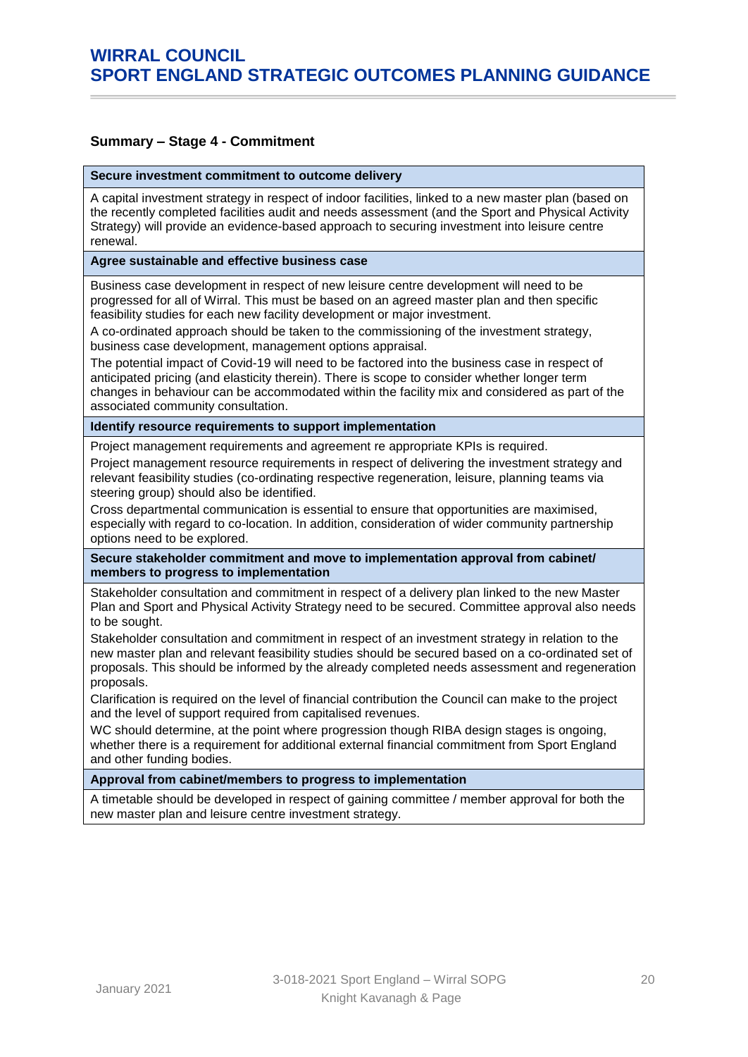**Summary – Stage 4 - Commitment**

| Secure investment commitment to outcome delivery |
|---|
| A capital investment strategy in respect of indoor facilities, linked to a new master plan (based on the recently completed facilities audit and needs assessment (and the Sport and Physical Activity Strategy) will provide an evidence-based approach to securing investment into leisure centre renewal. |
| **Agree sustainable and effective business case** |
| Business case development in respect of new leisure centre development will need to be progressed for all of Wirral. This must be based on an agreed master plan and then specific feasibility studies for each new facility development or major investment.<br>A co-ordinated approach should be taken to the commissioning of the investment strategy, business case development, management options appraisal.<br>The potential impact of Covid-19 will need to be factored into the business case in respect of anticipated pricing (and elasticity therein). There is scope to consider whether longer term changes in behaviour can be accommodated within the facility mix and considered as part of the associated community consultation. |
| **Identify resource requirements to support implementation** |
| Project management requirements and agreement re appropriate KPIs is required.<br>Project management resource requirements in respect of delivering the investment strategy and relevant feasibility studies (co-ordinating respective regeneration, leisure, planning teams via steering group) should also be identified.<br>Cross departmental communication is essential to ensure that opportunities are maximised, especially with regard to co-location. In addition, consideration of wider community partnership options need to be explored. |
| **Secure stakeholder commitment and move to implementation approval from cabinet/ members to progress to implementation** |
| Stakeholder consultation and commitment in respect of a delivery plan linked to the new Master Plan and Sport and Physical Activity Strategy need to be secured. Committee approval also needs to be sought.<br>Stakeholder consultation and commitment in respect of an investment strategy in relation to the new master plan and relevant feasibility studies should be secured based on a co-ordinated set of proposals. This should be informed by the already completed needs assessment and regeneration proposals.<br>Clarification is required on the level of financial contribution the Council can make to the project and the level of support required from capitalised revenues.<br>WC should determine, at the point where progression though RIBA design stages is ongoing, whether there is a requirement for additional external financial commitment from Sport England and other funding bodies. |
| **Approval from cabinet/members to progress to implementation** |
| A timetable should be developed in respect of gaining committee / member approval for both the new master plan and leisure centre investment strategy. |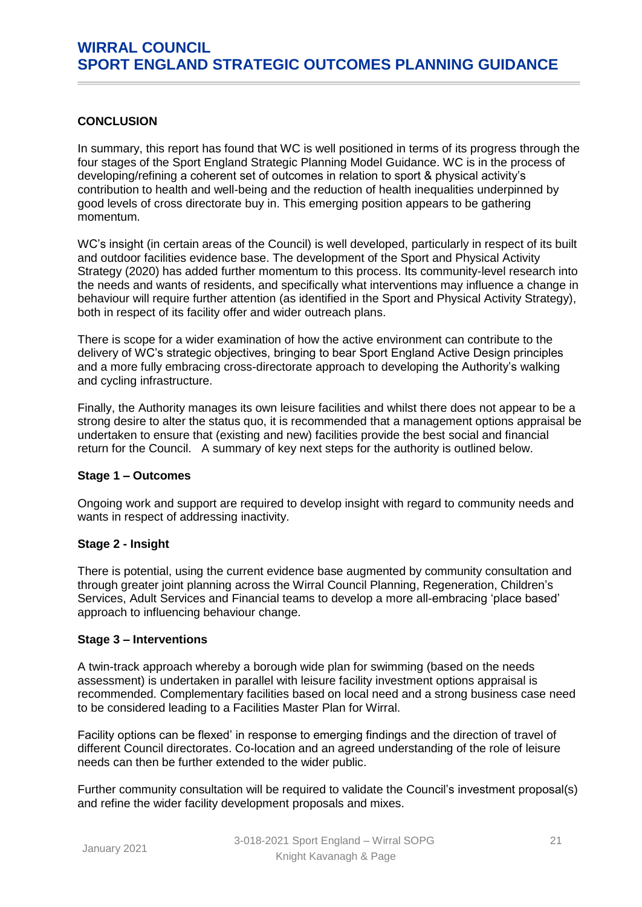**CONCLUSION**

In summary, this report has found that WC is well positioned in terms of its progress through the four stages of the Sport England Strategic Planning Model Guidance. WC is in the process of developing/refining a coherent set of outcomes in relation to sport & physical activity's contribution to health and well-being and the reduction of health inequalities underpinned by good levels of cross directorate buy in. This emerging position appears to be gathering momentum.

WC's insight (in certain areas of the Council) is well developed, particularly in respect of its built and outdoor facilities evidence base. The development of the Sport and Physical Activity Strategy (2020) has added further momentum to this process. Its community-level research into the needs and wants of residents, and specifically what interventions may influence a change in behaviour will require further attention (as identified in the Sport and Physical Activity Strategy), both in respect of its facility offer and wider outreach plans.

There is scope for a wider examination of how the active environment can contribute to the delivery of WC's strategic objectives, bringing to bear Sport England Active Design principles and a more fully embracing cross-directorate approach to developing the Authority's walking and cycling infrastructure.

Finally, the Authority manages its own leisure facilities and whilst there does not appear to be a strong desire to alter the status quo, it is recommended that a management options appraisal be undertaken to ensure that (existing and new) facilities provide the best social and financial return for the Council. A summary of key next steps for the authority is outlined below.

**Stage 1 – Outcomes**

Ongoing work and support are required to develop insight with regard to community needs and wants in respect of addressing inactivity.

**Stage 2 - Insight**

There is potential, using the current evidence base augmented by community consultation and through greater joint planning across the Wirral Council Planning, Regeneration, Children's Services, Adult Services and Financial teams to develop a more all-embracing 'place based' approach to influencing behaviour change.

**Stage 3 – Interventions**

A twin-track approach whereby a borough wide plan for swimming (based on the needs assessment) is undertaken in parallel with leisure facility investment options appraisal is recommended. Complementary facilities based on local need and a strong business case need to be considered leading to a Facilities Master Plan for Wirral.

Facility options can be flexed' in response to emerging findings and the direction of travel of different Council directorates. Co-location and an agreed understanding of the role of leisure needs can then be further extended to the wider public.

Further community consultation will be required to validate the Council's investment proposal(s) and refine the wider facility development proposals and mixes.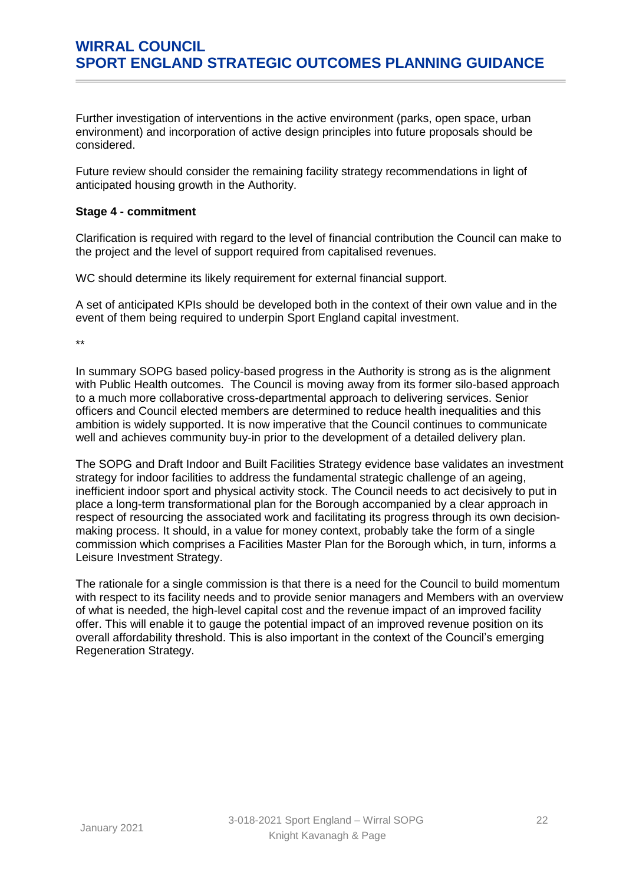Further investigation of interventions in the active environment (parks, open space, urban environment) and incorporation of active design principles into future proposals should be considered.

Future review should consider the remaining facility strategy recommendations in light of anticipated housing growth in the Authority.

**Stage 4 - commitment**

Clarification is required with regard to the level of financial contribution the Council can make to the project and the level of support required from capitalised revenues.

WC should determine its likely requirement for external financial support.

A set of anticipated KPIs should be developed both in the context of their own value and in the event of them being required to underpin Sport England capital investment.

**

In summary SOPG based policy-based progress in the Authority is strong as is the alignment with Public Health outcomes. The Council is moving away from its former silo-based approach to a much more collaborative cross-departmental approach to delivering services. Senior officers and Council elected members are determined to reduce health inequalities and this ambition is widely supported. It is now imperative that the Council continues to communicate well and achieves community buy-in prior to the development of a detailed delivery plan.

The SOPG and Draft Indoor and Built Facilities Strategy evidence base validates an investment strategy for indoor facilities to address the fundamental strategic challenge of an ageing, inefficient indoor sport and physical activity stock. The Council needs to act decisively to put in place a long-term transformational plan for the Borough accompanied by a clear approach in respect of resourcing the associated work and facilitating its progress through its own decision-making process. It should, in a value for money context, probably take the form of a single commission which comprises a Facilities Master Plan for the Borough which, in turn, informs a Leisure Investment Strategy.

The rationale for a single commission is that there is a need for the Council to build momentum with respect to its facility needs and to provide senior managers and Members with an overview of what is needed, the high-level capital cost and the revenue impact of an improved facility offer. This will enable it to gauge the potential impact of an improved revenue position on its overall affordability threshold. This is also important in the context of the Council's emerging Regeneration Strategy.